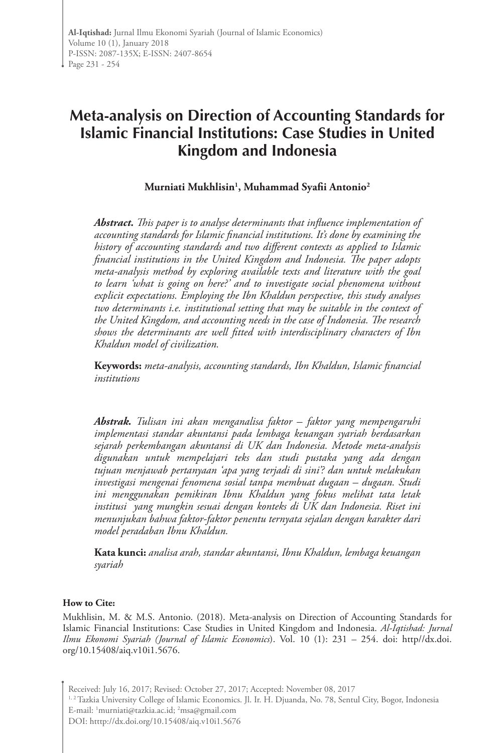# Meta-analysis on Direction of Accounting Standards for Islamic Financial Institutions: Case Studies in United Kingdom and Indonesia

**Murniati Mukhlisin[1], Muhammad Syafii Antonio[2]**

***Abstract.*** *This paper is to analyse determinants that influence implementation of accounting standards for Islamic financial institutions. It's done by examining the history of accounting standards and two different contexts as applied to Islamic financial institutions in the United Kingdom and Indonesia. The paper adopts meta-analysis method by exploring available texts and literature with the goal to learn 'what is going on here?' and to investigate social phenomena without explicit expectations. Employing the Ibn Khaldun perspective, this study analyses two determinants i.e. institutional setting that may be suitable in the context of the United Kingdom, and accounting needs in the case of Indonesia. The research shows the determinants are well fitted with interdisciplinary characters of Ibn Khaldun model of civilization.*

**Keywords:** *meta-analysis, accounting standards, Ibn Khaldun, Islamic financial institutions*

***Abstrak.*** *Tulisan ini akan menganalisa faktor – faktor yang mempengaruhi implementasi standar akuntansi pada lembaga keuangan syariah berdasarkan sejarah perkembangan akuntansi di UK dan Indonesia. Metode meta-analysis digunakan untuk mempelajari teks dan studi pustaka yang ada dengan tujuan menjawab pertanyaan 'apa yang terjadi di sini'? dan untuk melakukan investigasi mengenai fenomena sosial tanpa membuat dugaan – dugaan. Studi ini menggunakan pemikiran Ibnu Khaldun yang fokus melihat tata letak institusi yang mungkin sesuai dengan konteks di UK dan Indonesia. Riset ini menunjukan bahwa faktor-faktor penentu ternyata sejalan dengan karakter dari model peradaban Ibnu Khaldun.*

**Kata kunci:** *analisa arah, standar akuntansi, Ibnu Khaldun, lembaga keuangan syariah*

**How to Cite:**

Mukhlisin, M. & M.S. Antonio. (2018). Meta-analysis on Direction of Accounting Standards for Islamic Financial Institutions: Case Studies in United Kingdom and Indonesia. *Al-Iqtishad: Jurnal Ilmu Ekonomi Syariah (Journal of Islamic Economics)*. Vol. 10 (1): 231 – 254. doi: http//dx.doi.org/10.15408/aiq.v10i1.5676.

Received: July 16, 2017; Revised: October 27, 2017; Accepted: November 08, 2017

[1, 2] Tazkia University College of Islamic Economics. Jl. Ir. H. Djuanda, No. 78, Sentul City, Bogor, Indonesia

E-mail: [1]murniati@tazkia.ac.id; [2]msa@gmail.com

DOI: htttp://dx.doi.org/10.15408/aiq.v10i1.5676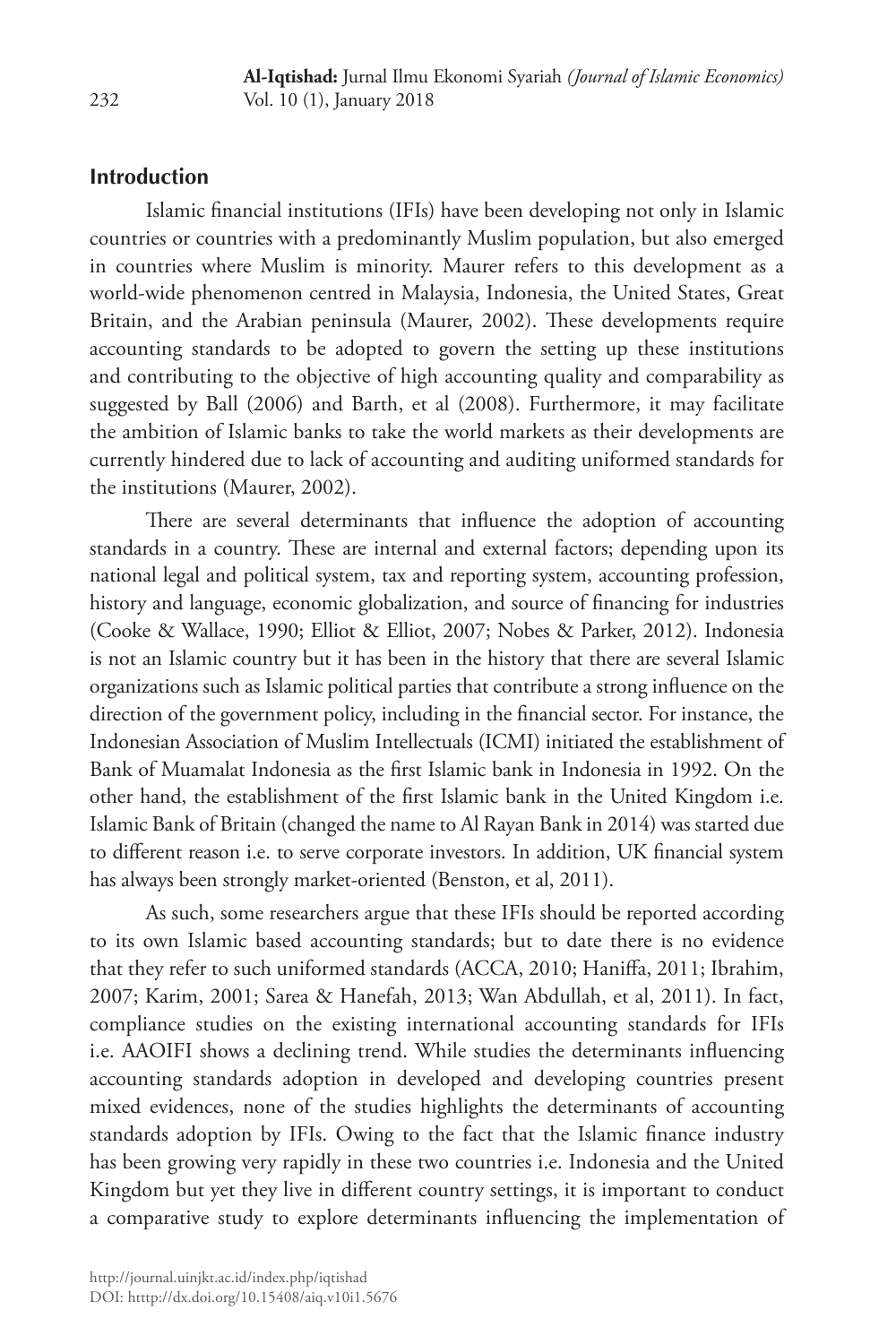## Introduction

Islamic financial institutions (IFIs) have been developing not only in Islamic countries or countries with a predominantly Muslim population, but also emerged in countries where Muslim is minority. Maurer refers to this development as a world-wide phenomenon centred in Malaysia, Indonesia, the United States, Great Britain, and the Arabian peninsula (Maurer, 2002). These developments require accounting standards to be adopted to govern the setting up these institutions and contributing to the objective of high accounting quality and comparability as suggested by Ball (2006) and Barth, et al (2008). Furthermore, it may facilitate the ambition of Islamic banks to take the world markets as their developments are currently hindered due to lack of accounting and auditing uniformed standards for the institutions (Maurer, 2002).

There are several determinants that influence the adoption of accounting standards in a country. These are internal and external factors; depending upon its national legal and political system, tax and reporting system, accounting profession, history and language, economic globalization, and source of financing for industries (Cooke & Wallace, 1990; Elliot & Elliot, 2007; Nobes & Parker, 2012). Indonesia is not an Islamic country but it has been in the history that there are several Islamic organizations such as Islamic political parties that contribute a strong influence on the direction of the government policy, including in the financial sector. For instance, the Indonesian Association of Muslim Intellectuals (ICMI) initiated the establishment of Bank of Muamalat Indonesia as the first Islamic bank in Indonesia in 1992. On the other hand, the establishment of the first Islamic bank in the United Kingdom i.e. Islamic Bank of Britain (changed the name to Al Rayan Bank in 2014) was started due to different reason i.e. to serve corporate investors. In addition, UK financial system has always been strongly market-oriented (Benston, et al, 2011).

As such, some researchers argue that these IFIs should be reported according to its own Islamic based accounting standards; but to date there is no evidence that they refer to such uniformed standards (ACCA, 2010; Haniffa, 2011; Ibrahim, 2007; Karim, 2001; Sarea & Hanefah, 2013; Wan Abdullah, et al, 2011). In fact, compliance studies on the existing international accounting standards for IFIs i.e. AAOIFI shows a declining trend. While studies the determinants influencing accounting standards adoption in developed and developing countries present mixed evidences, none of the studies highlights the determinants of accounting standards adoption by IFIs. Owing to the fact that the Islamic finance industry has been growing very rapidly in these two countries i.e. Indonesia and the United Kingdom but yet they live in different country settings, it is important to conduct a comparative study to explore determinants influencing the implementation of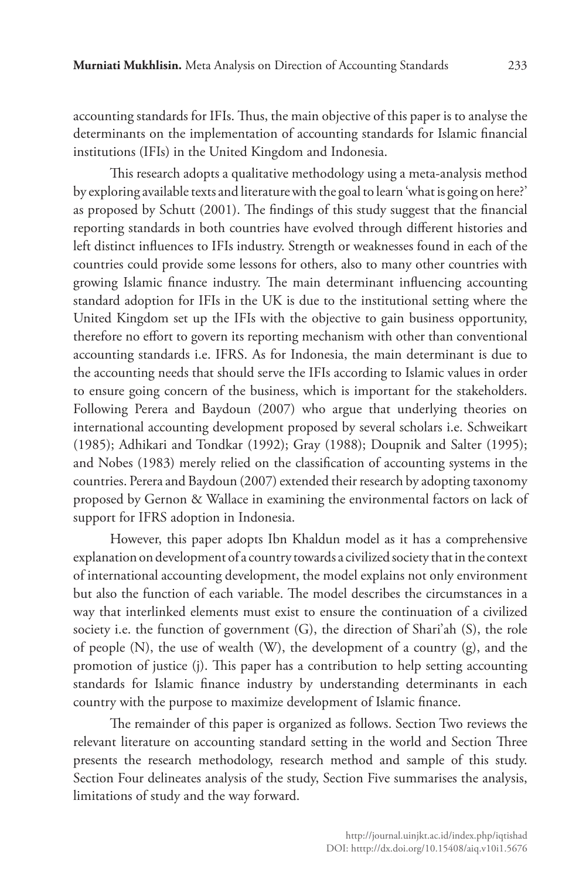accounting standards for IFIs. Thus, the main objective of this paper is to analyse the determinants on the implementation of accounting standards for Islamic financial institutions (IFIs) in the United Kingdom and Indonesia.

This research adopts a qualitative methodology using a meta-analysis method by exploring available texts and literature with the goal to learn 'what is going on here?' as proposed by Schutt (2001). The findings of this study suggest that the financial reporting standards in both countries have evolved through different histories and left distinct influences to IFIs industry. Strength or weaknesses found in each of the countries could provide some lessons for others, also to many other countries with growing Islamic finance industry. The main determinant influencing accounting standard adoption for IFIs in the UK is due to the institutional setting where the United Kingdom set up the IFIs with the objective to gain business opportunity, therefore no effort to govern its reporting mechanism with other than conventional accounting standards i.e. IFRS. As for Indonesia, the main determinant is due to the accounting needs that should serve the IFIs according to Islamic values in order to ensure going concern of the business, which is important for the stakeholders. Following Perera and Baydoun (2007) who argue that underlying theories on international accounting development proposed by several scholars i.e. Schweikart (1985); Adhikari and Tondkar (1992); Gray (1988); Doupnik and Salter (1995); and Nobes (1983) merely relied on the classification of accounting systems in the countries. Perera and Baydoun (2007) extended their research by adopting taxonomy proposed by Gernon & Wallace in examining the environmental factors on lack of support for IFRS adoption in Indonesia.

However, this paper adopts Ibn Khaldun model as it has a comprehensive explanation on development of a country towards a civilized society that in the context of international accounting development, the model explains not only environment but also the function of each variable. The model describes the circumstances in a way that interlinked elements must exist to ensure the continuation of a civilized society i.e. the function of government (G), the direction of Shari'ah (S), the role of people (N), the use of wealth (W), the development of a country (g), and the promotion of justice (j). This paper has a contribution to help setting accounting standards for Islamic finance industry by understanding determinants in each country with the purpose to maximize development of Islamic finance.

The remainder of this paper is organized as follows. Section Two reviews the relevant literature on accounting standard setting in the world and Section Three presents the research methodology, research method and sample of this study. Section Four delineates analysis of the study, Section Five summarises the analysis, limitations of study and the way forward.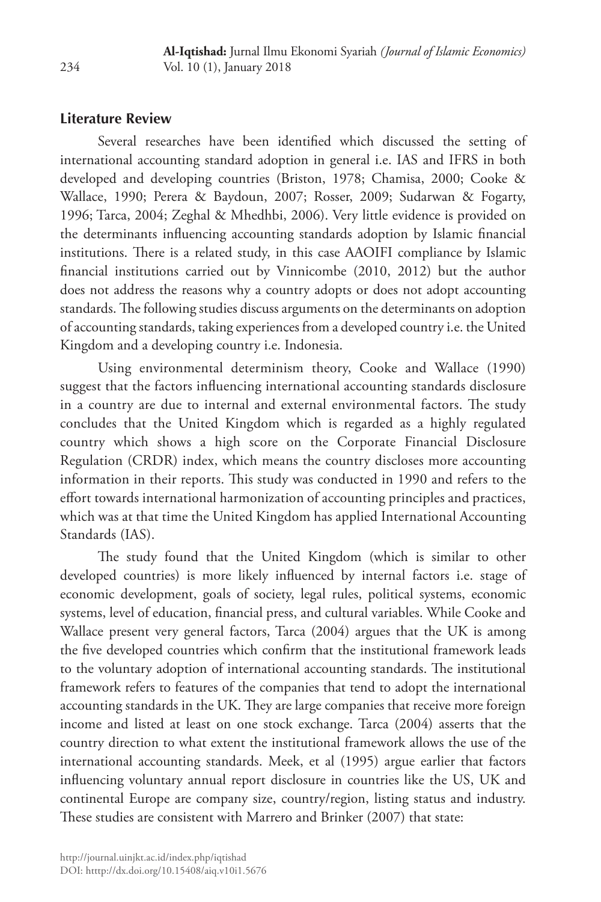## Literature Review

Several researches have been identified which discussed the setting of international accounting standard adoption in general i.e. IAS and IFRS in both developed and developing countries (Briston, 1978; Chamisa, 2000; Cooke & Wallace, 1990; Perera & Baydoun, 2007; Rosser, 2009; Sudarwan & Fogarty, 1996; Tarca, 2004; Zeghal & Mhedhbi, 2006). Very little evidence is provided on the determinants influencing accounting standards adoption by Islamic financial institutions. There is a related study, in this case AAOIFI compliance by Islamic financial institutions carried out by Vinnicombe (2010, 2012) but the author does not address the reasons why a country adopts or does not adopt accounting standards. The following studies discuss arguments on the determinants on adoption of accounting standards, taking experiences from a developed country i.e. the United Kingdom and a developing country i.e. Indonesia.

Using environmental determinism theory, Cooke and Wallace (1990) suggest that the factors influencing international accounting standards disclosure in a country are due to internal and external environmental factors. The study concludes that the United Kingdom which is regarded as a highly regulated country which shows a high score on the Corporate Financial Disclosure Regulation (CRDR) index, which means the country discloses more accounting information in their reports. This study was conducted in 1990 and refers to the effort towards international harmonization of accounting principles and practices, which was at that time the United Kingdom has applied International Accounting Standards (IAS).

The study found that the United Kingdom (which is similar to other developed countries) is more likely influenced by internal factors i.e. stage of economic development, goals of society, legal rules, political systems, economic systems, level of education, financial press, and cultural variables. While Cooke and Wallace present very general factors, Tarca (2004) argues that the UK is among the five developed countries which confirm that the institutional framework leads to the voluntary adoption of international accounting standards. The institutional framework refers to features of the companies that tend to adopt the international accounting standards in the UK. They are large companies that receive more foreign income and listed at least on one stock exchange. Tarca (2004) asserts that the country direction to what extent the institutional framework allows the use of the international accounting standards. Meek, et al (1995) argue earlier that factors influencing voluntary annual report disclosure in countries like the US, UK and continental Europe are company size, country/region, listing status and industry. These studies are consistent with Marrero and Brinker (2007) that state: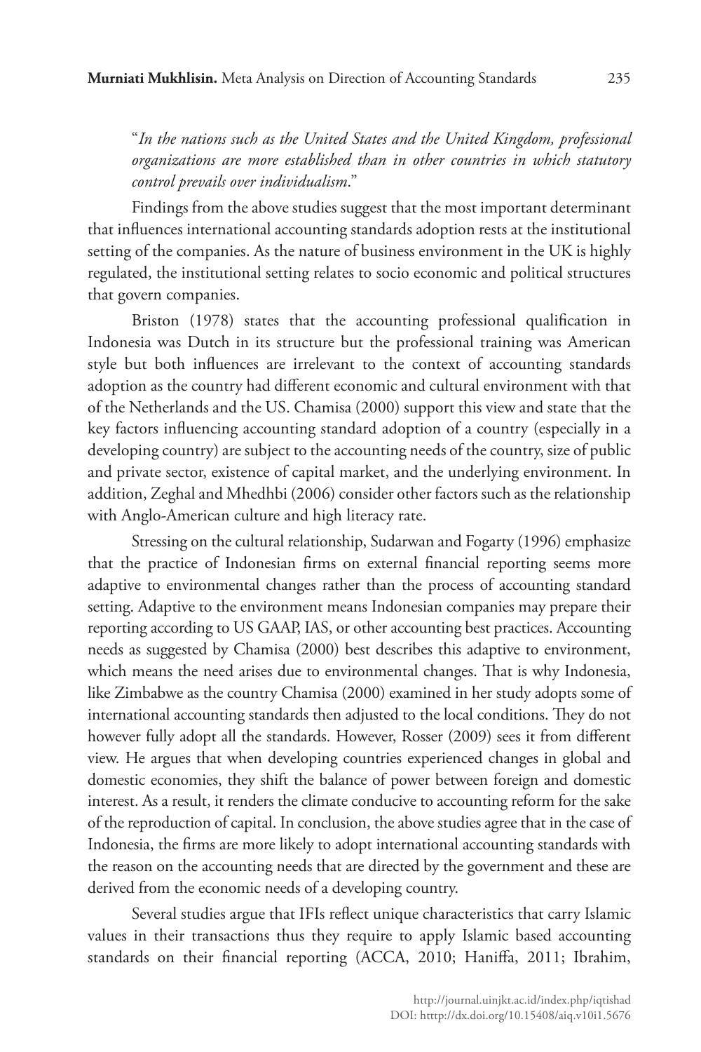"*In the nations such as the United States and the United Kingdom, professional organizations are more established than in other countries in which statutory control prevails over individualism*."

Findings from the above studies suggest that the most important determinant that influences international accounting standards adoption rests at the institutional setting of the companies. As the nature of business environment in the UK is highly regulated, the institutional setting relates to socio economic and political structures that govern companies.

Briston (1978) states that the accounting professional qualification in Indonesia was Dutch in its structure but the professional training was American style but both influences are irrelevant to the context of accounting standards adoption as the country had different economic and cultural environment with that of the Netherlands and the US. Chamisa (2000) support this view and state that the key factors influencing accounting standard adoption of a country (especially in a developing country) are subject to the accounting needs of the country, size of public and private sector, existence of capital market, and the underlying environment. In addition, Zeghal and Mhedhbi (2006) consider other factors such as the relationship with Anglo-American culture and high literacy rate.

Stressing on the cultural relationship, Sudarwan and Fogarty (1996) emphasize that the practice of Indonesian firms on external financial reporting seems more adaptive to environmental changes rather than the process of accounting standard setting. Adaptive to the environment means Indonesian companies may prepare their reporting according to US GAAP, IAS, or other accounting best practices. Accounting needs as suggested by Chamisa (2000) best describes this adaptive to environment, which means the need arises due to environmental changes. That is why Indonesia, like Zimbabwe as the country Chamisa (2000) examined in her study adopts some of international accounting standards then adjusted to the local conditions. They do not however fully adopt all the standards. However, Rosser (2009) sees it from different view. He argues that when developing countries experienced changes in global and domestic economies, they shift the balance of power between foreign and domestic interest. As a result, it renders the climate conducive to accounting reform for the sake of the reproduction of capital. In conclusion, the above studies agree that in the case of Indonesia, the firms are more likely to adopt international accounting standards with the reason on the accounting needs that are directed by the government and these are derived from the economic needs of a developing country.

Several studies argue that IFIs reflect unique characteristics that carry Islamic values in their transactions thus they require to apply Islamic based accounting standards on their financial reporting (ACCA, 2010; Haniffa, 2011; Ibrahim,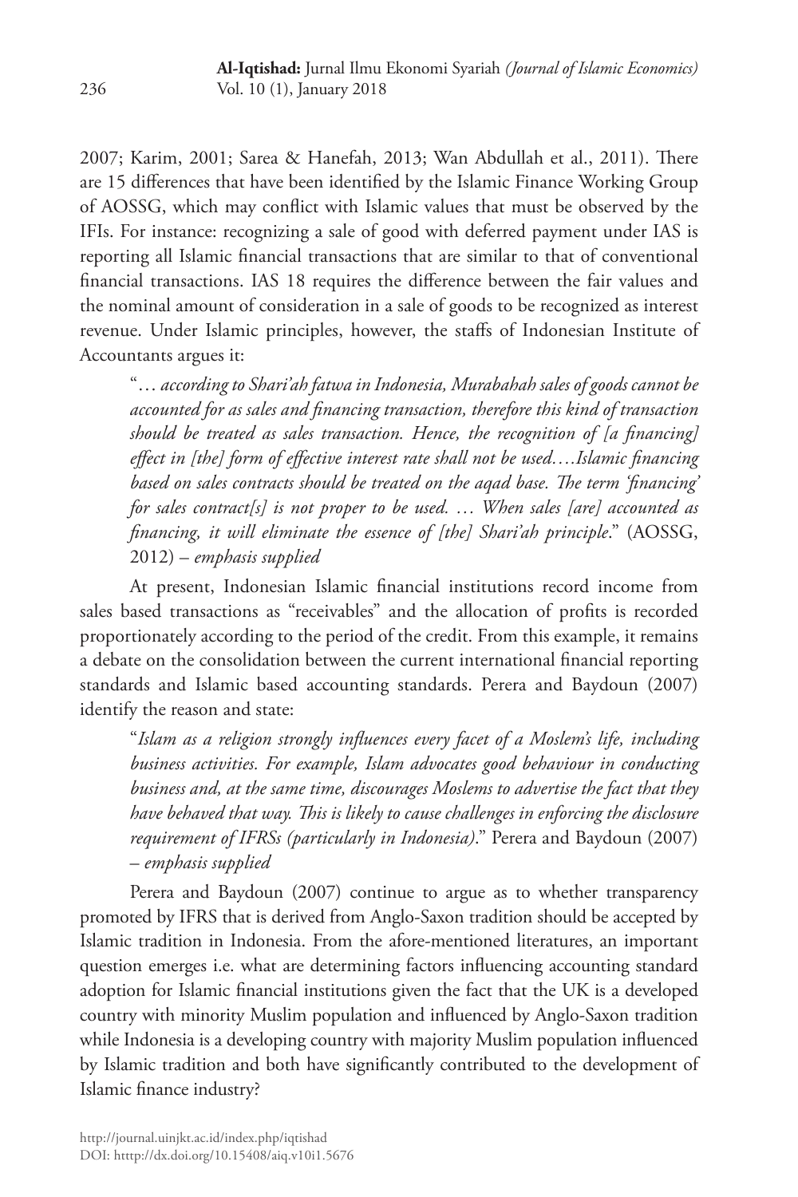2007; Karim, 2001; Sarea & Hanefah, 2013; Wan Abdullah et al., 2011). There are 15 differences that have been identified by the Islamic Finance Working Group of AOSSG, which may conflict with Islamic values that must be observed by the IFIs. For instance: recognizing a sale of good with deferred payment under IAS is reporting all Islamic financial transactions that are similar to that of conventional financial transactions. IAS 18 requires the difference between the fair values and the nominal amount of consideration in a sale of goods to be recognized as interest revenue. Under Islamic principles, however, the staffs of Indonesian Institute of Accountants argues it:

> "*… according to Shari'ah fatwa in Indonesia, Murabahah sales of goods cannot be accounted for as sales and financing transaction, therefore this kind of transaction should be treated as sales transaction. Hence, the recognition of [a financing] effect in [the] form of effective interest rate shall not be used….Islamic financing based on sales contracts should be treated on the aqad base. The term 'financing' for sales contract[s] is not proper to be used. … When sales [are] accounted as financing, it will eliminate the essence of [the] Shari'ah principle*." (AOSSG, 2012) – *emphasis supplied*

At present, Indonesian Islamic financial institutions record income from sales based transactions as "receivables" and the allocation of profits is recorded proportionately according to the period of the credit. From this example, it remains a debate on the consolidation between the current international financial reporting standards and Islamic based accounting standards. Perera and Baydoun (2007) identify the reason and state:

> "*Islam as a religion strongly influences every facet of a Moslem's life, including business activities. For example, Islam advocates good behaviour in conducting business and, at the same time, discourages Moslems to advertise the fact that they have behaved that way. This is likely to cause challenges in enforcing the disclosure requirement of IFRSs (particularly in Indonesia)*." Perera and Baydoun (2007) – *emphasis supplied*

Perera and Baydoun (2007) continue to argue as to whether transparency promoted by IFRS that is derived from Anglo-Saxon tradition should be accepted by Islamic tradition in Indonesia. From the afore-mentioned literatures, an important question emerges i.e. what are determining factors influencing accounting standard adoption for Islamic financial institutions given the fact that the UK is a developed country with minority Muslim population and influenced by Anglo-Saxon tradition while Indonesia is a developing country with majority Muslim population influenced by Islamic tradition and both have significantly contributed to the development of Islamic finance industry?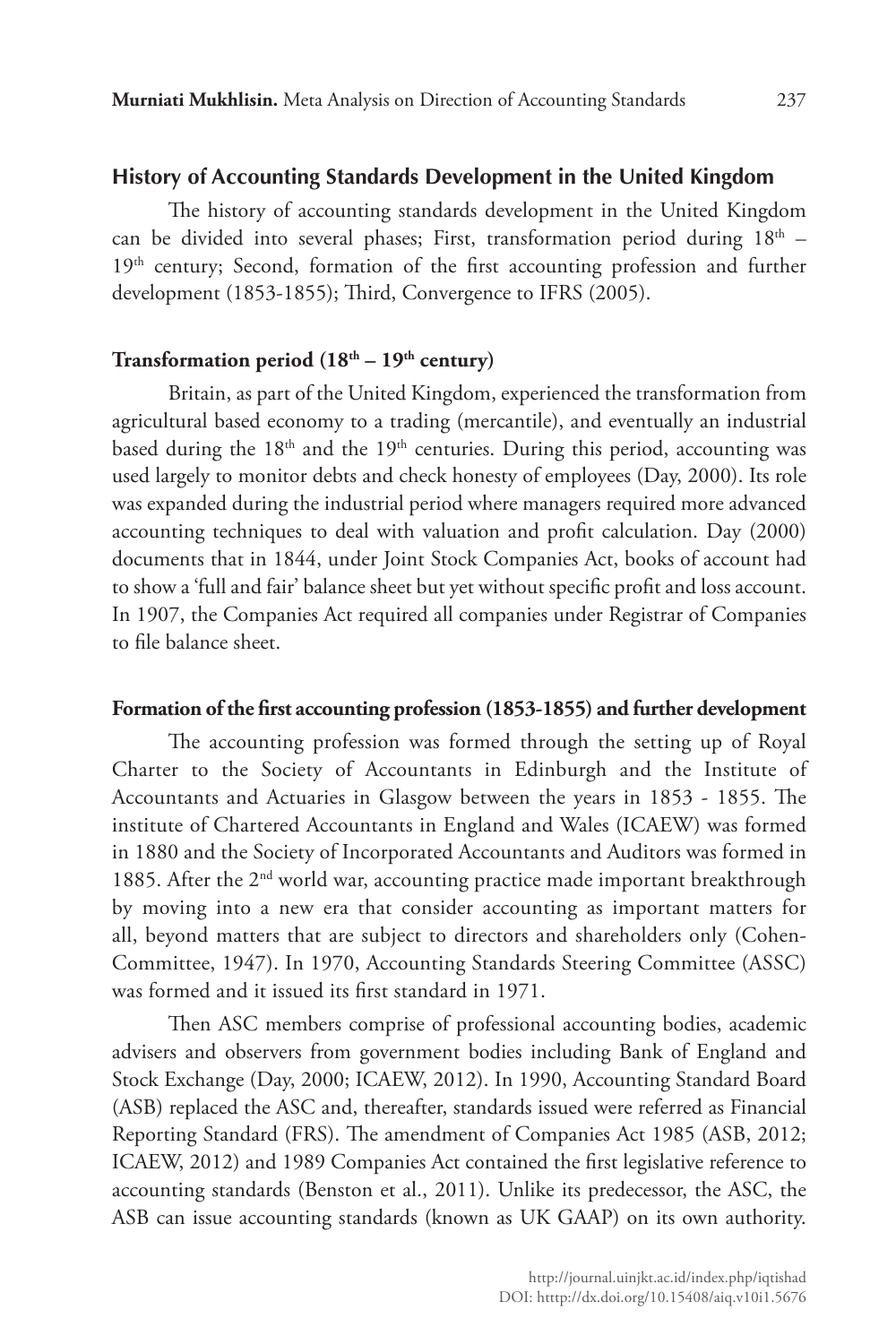## History of Accounting Standards Development in the United Kingdom

The history of accounting standards development in the United Kingdom can be divided into several phases; First, transformation period during 18th – 19th century; Second, formation of the first accounting profession and further development (1853-1855); Third, Convergence to IFRS (2005).

### Transformation period (18th – 19th century)

Britain, as part of the United Kingdom, experienced the transformation from agricultural based economy to a trading (mercantile), and eventually an industrial based during the 18th and the 19th centuries. During this period, accounting was used largely to monitor debts and check honesty of employees (Day, 2000). Its role was expanded during the industrial period where managers required more advanced accounting techniques to deal with valuation and profit calculation. Day (2000) documents that in 1844, under Joint Stock Companies Act, books of account had to show a 'full and fair' balance sheet but yet without specific profit and loss account. In 1907, the Companies Act required all companies under Registrar of Companies to file balance sheet.

### Formation of the first accounting profession (1853-1855) and further development

The accounting profession was formed through the setting up of Royal Charter to the Society of Accountants in Edinburgh and the Institute of Accountants and Actuaries in Glasgow between the years in 1853 - 1855. The institute of Chartered Accountants in England and Wales (ICAEW) was formed in 1880 and the Society of Incorporated Accountants and Auditors was formed in 1885. After the 2nd world war, accounting practice made important breakthrough by moving into a new era that consider accounting as important matters for all, beyond matters that are subject to directors and shareholders only (Cohen-Committee, 1947). In 1970, Accounting Standards Steering Committee (ASSC) was formed and it issued its first standard in 1971.

Then ASC members comprise of professional accounting bodies, academic advisers and observers from government bodies including Bank of England and Stock Exchange (Day, 2000; ICAEW, 2012). In 1990, Accounting Standard Board (ASB) replaced the ASC and, thereafter, standards issued were referred as Financial Reporting Standard (FRS). The amendment of Companies Act 1985 (ASB, 2012; ICAEW, 2012) and 1989 Companies Act contained the first legislative reference to accounting standards (Benston et al., 2011). Unlike its predecessor, the ASC, the ASB can issue accounting standards (known as UK GAAP) on its own authority.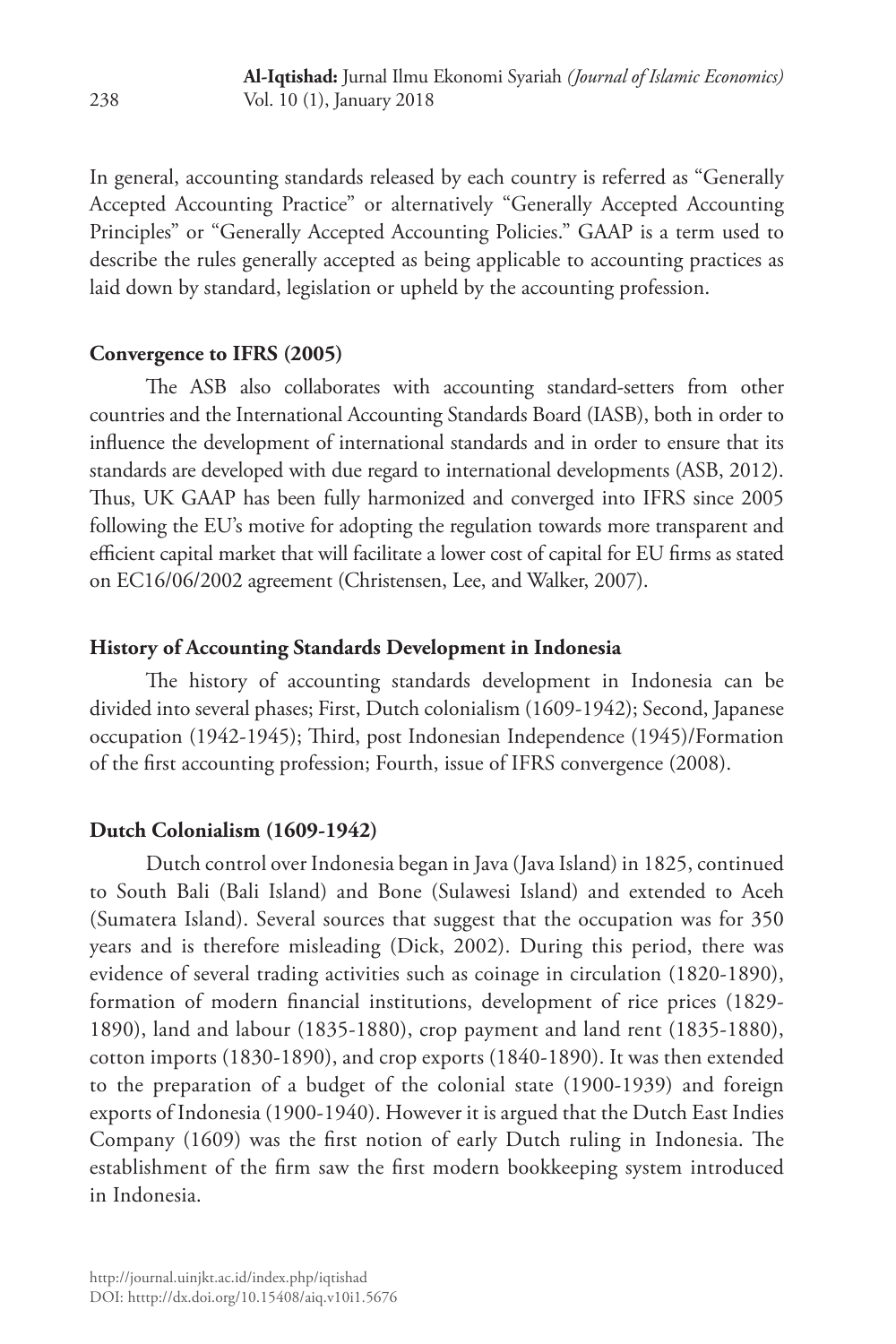In general, accounting standards released by each country is referred as "Generally Accepted Accounting Practice" or alternatively "Generally Accepted Accounting Principles" or "Generally Accepted Accounting Policies." GAAP is a term used to describe the rules generally accepted as being applicable to accounting practices as laid down by standard, legislation or upheld by the accounting profession.

**Convergence to IFRS (2005)**

The ASB also collaborates with accounting standard-setters from other countries and the International Accounting Standards Board (IASB), both in order to influence the development of international standards and in order to ensure that its standards are developed with due regard to international developments (ASB, 2012). Thus, UK GAAP has been fully harmonized and converged into IFRS since 2005 following the EU's motive for adopting the regulation towards more transparent and efficient capital market that will facilitate a lower cost of capital for EU firms as stated on EC16/06/2002 agreement (Christensen, Lee, and Walker, 2007).

**History of Accounting Standards Development in Indonesia**

The history of accounting standards development in Indonesia can be divided into several phases; First, Dutch colonialism (1609-1942); Second, Japanese occupation (1942-1945); Third, post Indonesian Independence (1945)/Formation of the first accounting profession; Fourth, issue of IFRS convergence (2008).

**Dutch Colonialism (1609-1942)**

Dutch control over Indonesia began in Java (Java Island) in 1825, continued to South Bali (Bali Island) and Bone (Sulawesi Island) and extended to Aceh (Sumatera Island). Several sources that suggest that the occupation was for 350 years and is therefore misleading (Dick, 2002). During this period, there was evidence of several trading activities such as coinage in circulation (1820-1890), formation of modern financial institutions, development of rice prices (1829-1890), land and labour (1835-1880), crop payment and land rent (1835-1880), cotton imports (1830-1890), and crop exports (1840-1890). It was then extended to the preparation of a budget of the colonial state (1900-1939) and foreign exports of Indonesia (1900-1940). However it is argued that the Dutch East Indies Company (1609) was the first notion of early Dutch ruling in Indonesia. The establishment of the firm saw the first modern bookkeeping system introduced in Indonesia.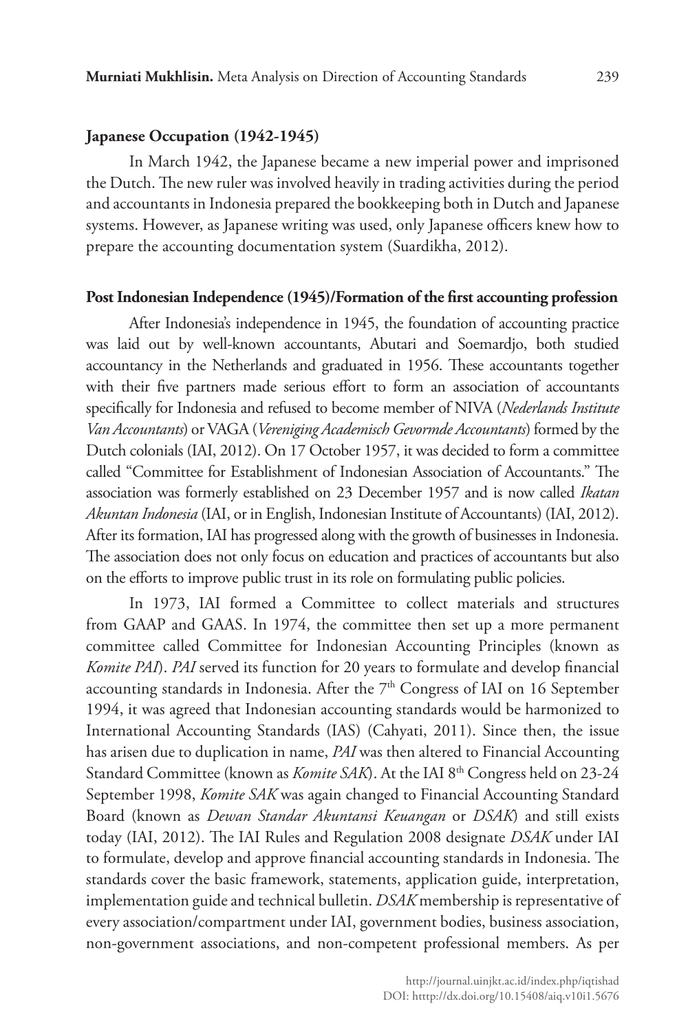**Japanese Occupation (1942-1945)**

In March 1942, the Japanese became a new imperial power and imprisoned the Dutch. The new ruler was involved heavily in trading activities during the period and accountants in Indonesia prepared the bookkeeping both in Dutch and Japanese systems. However, as Japanese writing was used, only Japanese officers knew how to prepare the accounting documentation system (Suardikha, 2012).

**Post Indonesian Independence (1945)/Formation of the first accounting profession**

After Indonesia's independence in 1945, the foundation of accounting practice was laid out by well-known accountants, Abutari and Soemardjo, both studied accountancy in the Netherlands and graduated in 1956. These accountants together with their five partners made serious effort to form an association of accountants specifically for Indonesia and refused to become member of NIVA (*Nederlands Institute Van Accountants*) or VAGA (*Vereniging Academisch Gevormde Accountants*) formed by the Dutch colonials (IAI, 2012). On 17 October 1957, it was decided to form a committee called "Committee for Establishment of Indonesian Association of Accountants." The association was formerly established on 23 December 1957 and is now called *Ikatan Akuntan Indonesia* (IAI, or in English, Indonesian Institute of Accountants) (IAI, 2012). After its formation, IAI has progressed along with the growth of businesses in Indonesia. The association does not only focus on education and practices of accountants but also on the efforts to improve public trust in its role on formulating public policies.

In 1973, IAI formed a Committee to collect materials and structures from GAAP and GAAS. In 1974, the committee then set up a more permanent committee called Committee for Indonesian Accounting Principles (known as *Komite PAI*). *PAI* served its function for 20 years to formulate and develop financial accounting standards in Indonesia. After the 7th Congress of IAI on 16 September 1994, it was agreed that Indonesian accounting standards would be harmonized to International Accounting Standards (IAS) (Cahyati, 2011). Since then, the issue has arisen due to duplication in name, *PAI* was then altered to Financial Accounting Standard Committee (known as *Komite SAK*). At the IAI 8th Congress held on 23-24 September 1998, *Komite SAK* was again changed to Financial Accounting Standard Board (known as *Dewan Standar Akuntansi Keuangan* or *DSAK*) and still exists today (IAI, 2012). The IAI Rules and Regulation 2008 designate *DSAK* under IAI to formulate, develop and approve financial accounting standards in Indonesia. The standards cover the basic framework, statements, application guide, interpretation, implementation guide and technical bulletin. *DSAK* membership is representative of every association/compartment under IAI, government bodies, business association, non-government associations, and non-competent professional members. As per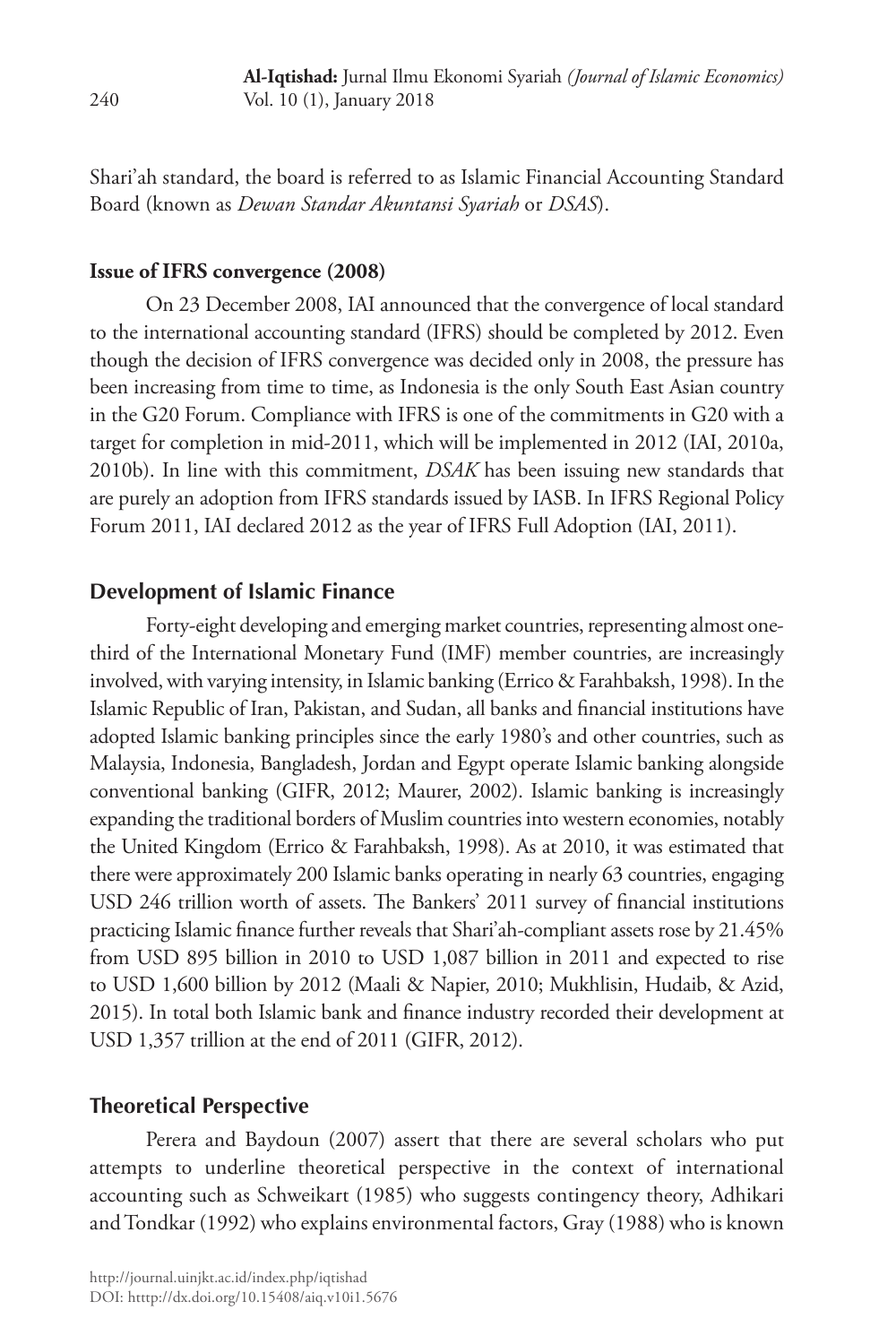Shari'ah standard, the board is referred to as Islamic Financial Accounting Standard Board (known as *Dewan Standar Akuntansi Syariah* or *DSAS*).

**Issue of IFRS convergence (2008)**

On 23 December 2008, IAI announced that the convergence of local standard to the international accounting standard (IFRS) should be completed by 2012. Even though the decision of IFRS convergence was decided only in 2008, the pressure has been increasing from time to time, as Indonesia is the only South East Asian country in the G20 Forum. Compliance with IFRS is one of the commitments in G20 with a target for completion in mid-2011, which will be implemented in 2012 (IAI, 2010a, 2010b). In line with this commitment, *DSAK* has been issuing new standards that are purely an adoption from IFRS standards issued by IASB. In IFRS Regional Policy Forum 2011, IAI declared 2012 as the year of IFRS Full Adoption (IAI, 2011).

## Development of Islamic Finance

Forty-eight developing and emerging market countries, representing almost one-third of the International Monetary Fund (IMF) member countries, are increasingly involved, with varying intensity, in Islamic banking (Errico & Farahbaksh, 1998). In the Islamic Republic of Iran, Pakistan, and Sudan, all banks and financial institutions have adopted Islamic banking principles since the early 1980's and other countries, such as Malaysia, Indonesia, Bangladesh, Jordan and Egypt operate Islamic banking alongside conventional banking (GIFR, 2012; Maurer, 2002). Islamic banking is increasingly expanding the traditional borders of Muslim countries into western economies, notably the United Kingdom (Errico & Farahbaksh, 1998). As at 2010, it was estimated that there were approximately 200 Islamic banks operating in nearly 63 countries, engaging USD 246 trillion worth of assets. The Bankers' 2011 survey of financial institutions practicing Islamic finance further reveals that Shari'ah-compliant assets rose by 21.45% from USD 895 billion in 2010 to USD 1,087 billion in 2011 and expected to rise to USD 1,600 billion by 2012 (Maali & Napier, 2010; Mukhlisin, Hudaib, & Azid, 2015). In total both Islamic bank and finance industry recorded their development at USD 1,357 trillion at the end of 2011 (GIFR, 2012).

## Theoretical Perspective

Perera and Baydoun (2007) assert that there are several scholars who put attempts to underline theoretical perspective in the context of international accounting such as Schweikart (1985) who suggests contingency theory, Adhikari and Tondkar (1992) who explains environmental factors, Gray (1988) who is known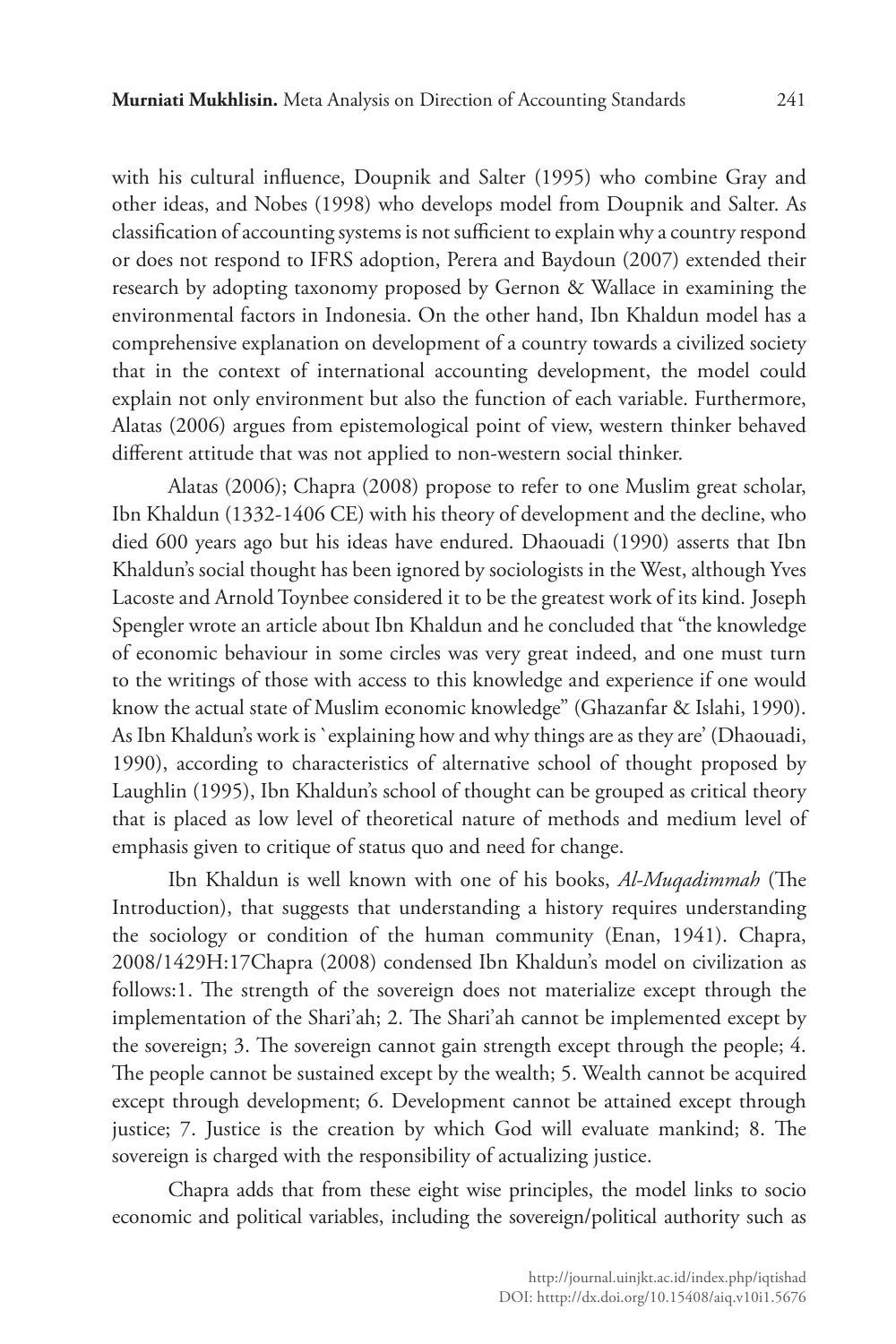with his cultural influence, Doupnik and Salter (1995) who combine Gray and other ideas, and Nobes (1998) who develops model from Doupnik and Salter. As classification of accounting systems is not sufficient to explain why a country respond or does not respond to IFRS adoption, Perera and Baydoun (2007) extended their research by adopting taxonomy proposed by Gernon & Wallace in examining the environmental factors in Indonesia. On the other hand, Ibn Khaldun model has a comprehensive explanation on development of a country towards a civilized society that in the context of international accounting development, the model could explain not only environment but also the function of each variable. Furthermore, Alatas (2006) argues from epistemological point of view, western thinker behaved different attitude that was not applied to non-western social thinker.

Alatas (2006); Chapra (2008) propose to refer to one Muslim great scholar, Ibn Khaldun (1332-1406 CE) with his theory of development and the decline, who died 600 years ago but his ideas have endured. Dhaouadi (1990) asserts that Ibn Khaldun's social thought has been ignored by sociologists in the West, although Yves Lacoste and Arnold Toynbee considered it to be the greatest work of its kind. Joseph Spengler wrote an article about Ibn Khaldun and he concluded that "the knowledge of economic behaviour in some circles was very great indeed, and one must turn to the writings of those with access to this knowledge and experience if one would know the actual state of Muslim economic knowledge" (Ghazanfar & Islahi, 1990). As Ibn Khaldun's work is `explaining how and why things are as they are' (Dhaouadi, 1990), according to characteristics of alternative school of thought proposed by Laughlin (1995), Ibn Khaldun's school of thought can be grouped as critical theory that is placed as low level of theoretical nature of methods and medium level of emphasis given to critique of status quo and need for change.

Ibn Khaldun is well known with one of his books, *Al-Muqadimmah* (The Introduction), that suggests that understanding a history requires understanding the sociology or condition of the human community (Enan, 1941). Chapra, 2008/1429H:17Chapra (2008) condensed Ibn Khaldun's model on civilization as follows:1. The strength of the sovereign does not materialize except through the implementation of the Shari'ah; 2. The Shari'ah cannot be implemented except by the sovereign; 3. The sovereign cannot gain strength except through the people; 4. The people cannot be sustained except by the wealth; 5. Wealth cannot be acquired except through development; 6. Development cannot be attained except through justice; 7. Justice is the creation by which God will evaluate mankind; 8. The sovereign is charged with the responsibility of actualizing justice.

Chapra adds that from these eight wise principles, the model links to socio economic and political variables, including the sovereign/political authority such as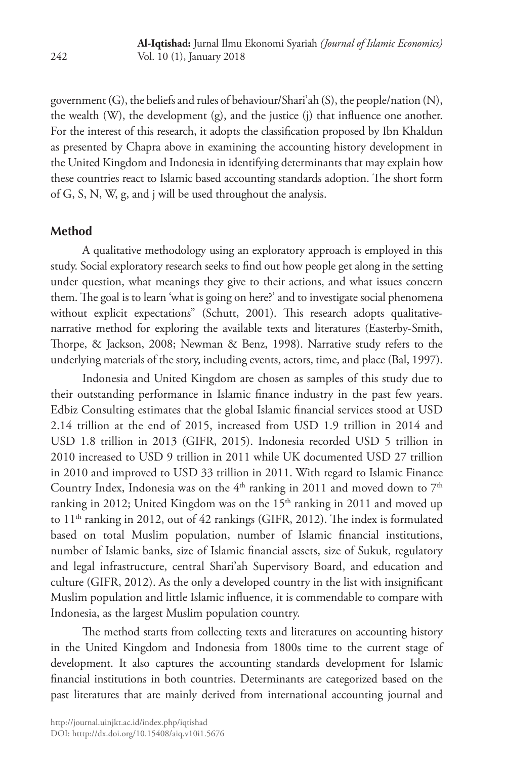government (G), the beliefs and rules of behaviour/Shari'ah (S), the people/nation (N), the wealth (W), the development (g), and the justice (j) that influence one another. For the interest of this research, it adopts the classification proposed by Ibn Khaldun as presented by Chapra above in examining the accounting history development in the United Kingdom and Indonesia in identifying determinants that may explain how these countries react to Islamic based accounting standards adoption. The short form of G, S, N, W, g, and j will be used throughout the analysis.

## Method

A qualitative methodology using an exploratory approach is employed in this study. Social exploratory research seeks to find out how people get along in the setting under question, what meanings they give to their actions, and what issues concern them. The goal is to learn 'what is going on here?' and to investigate social phenomena without explicit expectations" (Schutt, 2001). This research adopts qualitative-narrative method for exploring the available texts and literatures (Easterby-Smith, Thorpe, & Jackson, 2008; Newman & Benz, 1998). Narrative study refers to the underlying materials of the story, including events, actors, time, and place (Bal, 1997).

Indonesia and United Kingdom are chosen as samples of this study due to their outstanding performance in Islamic finance industry in the past few years. Edbiz Consulting estimates that the global Islamic financial services stood at USD 2.14 trillion at the end of 2015, increased from USD 1.9 trillion in 2014 and USD 1.8 trillion in 2013 (GIFR, 2015). Indonesia recorded USD 5 trillion in 2010 increased to USD 9 trillion in 2011 while UK documented USD 27 trillion in 2010 and improved to USD 33 trillion in 2011. With regard to Islamic Finance Country Index, Indonesia was on the 4th ranking in 2011 and moved down to 7th ranking in 2012; United Kingdom was on the 15th ranking in 2011 and moved up to 11th ranking in 2012, out of 42 rankings (GIFR, 2012). The index is formulated based on total Muslim population, number of Islamic financial institutions, number of Islamic banks, size of Islamic financial assets, size of Sukuk, regulatory and legal infrastructure, central Shari'ah Supervisory Board, and education and culture (GIFR, 2012). As the only a developed country in the list with insignificant Muslim population and little Islamic influence, it is commendable to compare with Indonesia, as the largest Muslim population country.

The method starts from collecting texts and literatures on accounting history in the United Kingdom and Indonesia from 1800s time to the current stage of development. It also captures the accounting standards development for Islamic financial institutions in both countries. Determinants are categorized based on the past literatures that are mainly derived from international accounting journal and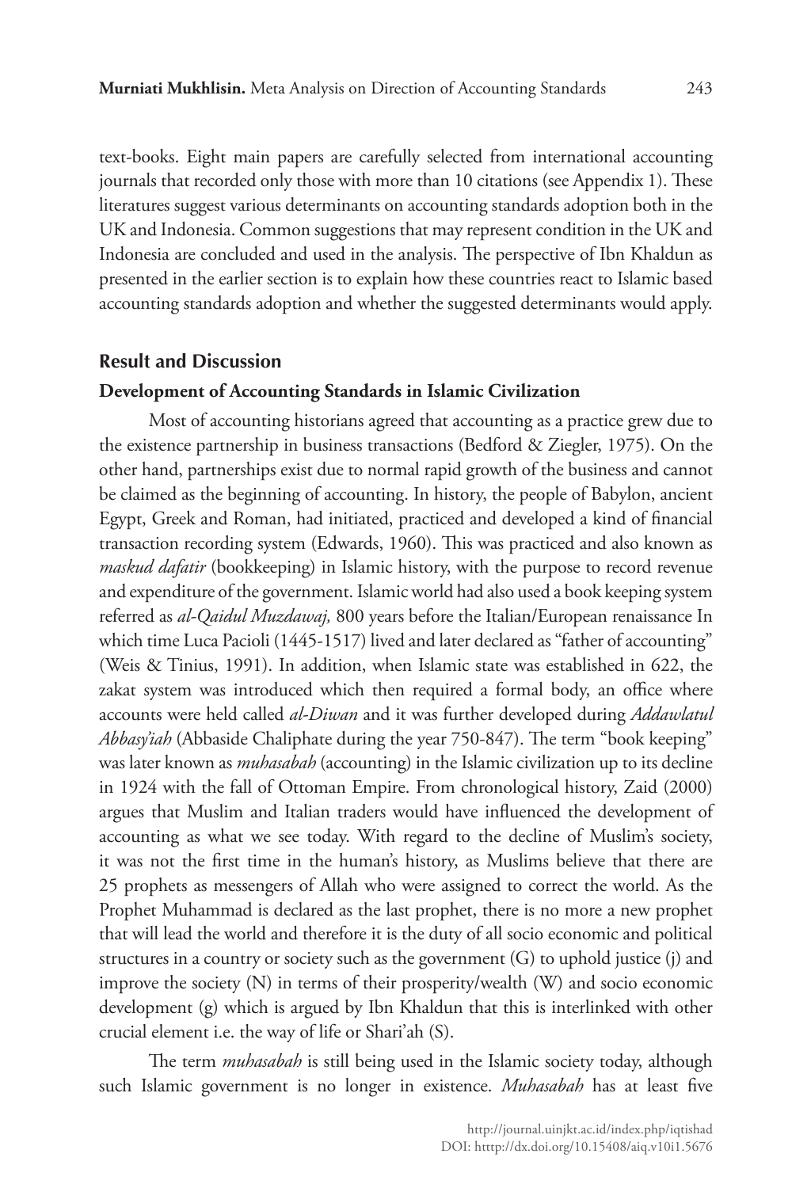text-books. Eight main papers are carefully selected from international accounting journals that recorded only those with more than 10 citations (see Appendix 1). These literatures suggest various determinants on accounting standards adoption both in the UK and Indonesia. Common suggestions that may represent condition in the UK and Indonesia are concluded and used in the analysis. The perspective of Ibn Khaldun as presented in the earlier section is to explain how these countries react to Islamic based accounting standards adoption and whether the suggested determinants would apply.

## Result and Discussion

### Development of Accounting Standards in Islamic Civilization

Most of accounting historians agreed that accounting as a practice grew due to the existence partnership in business transactions (Bedford & Ziegler, 1975). On the other hand, partnerships exist due to normal rapid growth of the business and cannot be claimed as the beginning of accounting. In history, the people of Babylon, ancient Egypt, Greek and Roman, had initiated, practiced and developed a kind of financial transaction recording system (Edwards, 1960). This was practiced and also known as *maskud dafatir* (bookkeeping) in Islamic history, with the purpose to record revenue and expenditure of the government. Islamic world had also used a book keeping system referred as *al-Qaidul Muzdawaj,* 800 years before the Italian/European renaissance In which time Luca Pacioli (1445-1517) lived and later declared as "father of accounting" (Weis & Tinius, 1991). In addition, when Islamic state was established in 622, the zakat system was introduced which then required a formal body, an office where accounts were held called *al-Diwan* and it was further developed during *Addawlatul Abbasy'iah* (Abbaside Chaliphate during the year 750-847). The term "book keeping" was later known as *muhasabah* (accounting) in the Islamic civilization up to its decline in 1924 with the fall of Ottoman Empire. From chronological history, Zaid (2000) argues that Muslim and Italian traders would have influenced the development of accounting as what we see today. With regard to the decline of Muslim's society, it was not the first time in the human's history, as Muslims believe that there are 25 prophets as messengers of Allah who were assigned to correct the world. As the Prophet Muhammad is declared as the last prophet, there is no more a new prophet that will lead the world and therefore it is the duty of all socio economic and political structures in a country or society such as the government (G) to uphold justice (j) and improve the society (N) in terms of their prosperity/wealth (W) and socio economic development (g) which is argued by Ibn Khaldun that this is interlinked with other crucial element i.e. the way of life or Shari'ah (S).

The term *muhasabah* is still being used in the Islamic society today, although such Islamic government is no longer in existence. *Muhasabah* has at least five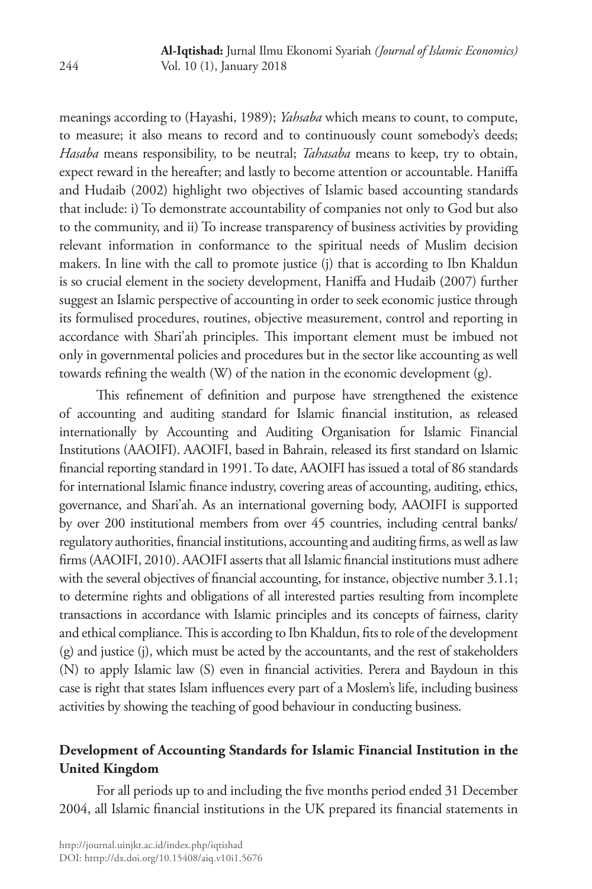meanings according to (Hayashi, 1989); *Yahsaba* which means to count, to compute, to measure; it also means to record and to continuously count somebody's deeds; *Hasaba* means responsibility, to be neutral; *Tahasaba* means to keep, try to obtain, expect reward in the hereafter; and lastly to become attention or accountable. Haniffa and Hudaib (2002) highlight two objectives of Islamic based accounting standards that include: i) To demonstrate accountability of companies not only to God but also to the community, and ii) To increase transparency of business activities by providing relevant information in conformance to the spiritual needs of Muslim decision makers. In line with the call to promote justice (j) that is according to Ibn Khaldun is so crucial element in the society development, Haniffa and Hudaib (2007) further suggest an Islamic perspective of accounting in order to seek economic justice through its formulised procedures, routines, objective measurement, control and reporting in accordance with Shari'ah principles. This important element must be imbued not only in governmental policies and procedures but in the sector like accounting as well towards refining the wealth (W) of the nation in the economic development (g).

This refinement of definition and purpose have strengthened the existence of accounting and auditing standard for Islamic financial institution, as released internationally by Accounting and Auditing Organisation for Islamic Financial Institutions (AAOIFI). AAOIFI, based in Bahrain, released its first standard on Islamic financial reporting standard in 1991. To date, AAOIFI has issued a total of 86 standards for international Islamic finance industry, covering areas of accounting, auditing, ethics, governance, and Shari'ah. As an international governing body, AAOIFI is supported by over 200 institutional members from over 45 countries, including central banks/ regulatory authorities, financial institutions, accounting and auditing firms, as well as law firms (AAOIFI, 2010). AAOIFI asserts that all Islamic financial institutions must adhere with the several objectives of financial accounting, for instance, objective number 3.1.1; to determine rights and obligations of all interested parties resulting from incomplete transactions in accordance with Islamic principles and its concepts of fairness, clarity and ethical compliance. This is according to Ibn Khaldun, fits to role of the development (g) and justice (j), which must be acted by the accountants, and the rest of stakeholders (N) to apply Islamic law (S) even in financial activities. Perera and Baydoun in this case is right that states Islam influences every part of a Moslem's life, including business activities by showing the teaching of good behaviour in conducting business.

## Development of Accounting Standards for Islamic Financial Institution in the United Kingdom

For all periods up to and including the five months period ended 31 December 2004, all Islamic financial institutions in the UK prepared its financial statements in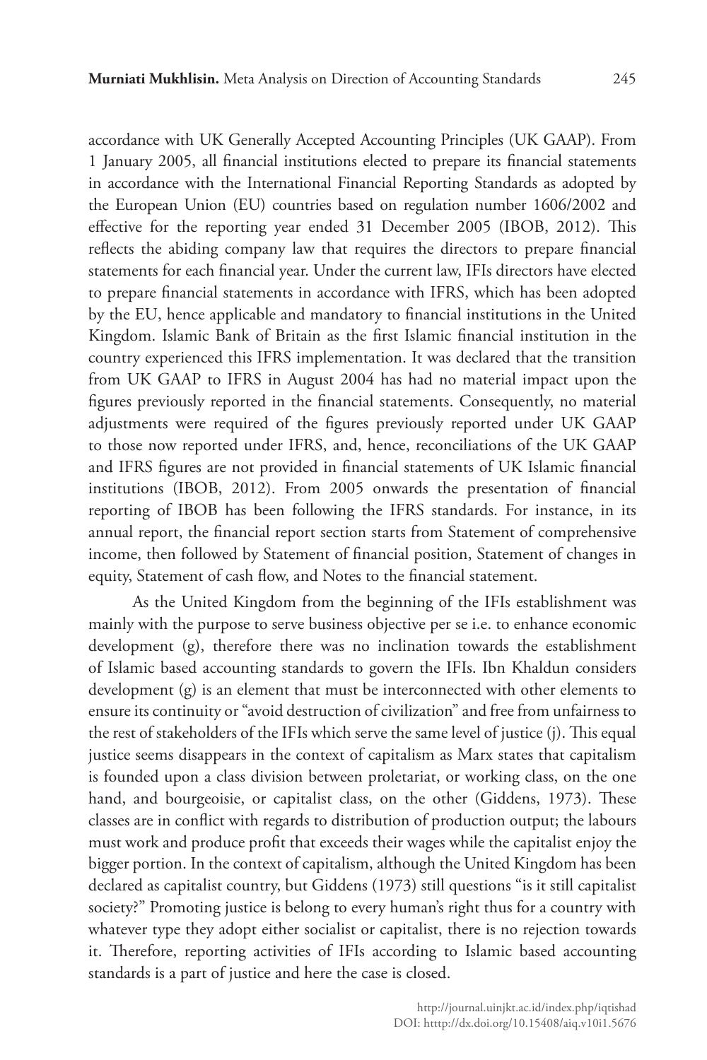accordance with UK Generally Accepted Accounting Principles (UK GAAP). From 1 January 2005, all financial institutions elected to prepare its financial statements in accordance with the International Financial Reporting Standards as adopted by the European Union (EU) countries based on regulation number 1606/2002 and effective for the reporting year ended 31 December 2005 (IBOB, 2012). This reflects the abiding company law that requires the directors to prepare financial statements for each financial year. Under the current law, IFIs directors have elected to prepare financial statements in accordance with IFRS, which has been adopted by the EU, hence applicable and mandatory to financial institutions in the United Kingdom. Islamic Bank of Britain as the first Islamic financial institution in the country experienced this IFRS implementation. It was declared that the transition from UK GAAP to IFRS in August 2004 has had no material impact upon the figures previously reported in the financial statements. Consequently, no material adjustments were required of the figures previously reported under UK GAAP to those now reported under IFRS, and, hence, reconciliations of the UK GAAP and IFRS figures are not provided in financial statements of UK Islamic financial institutions (IBOB, 2012). From 2005 onwards the presentation of financial reporting of IBOB has been following the IFRS standards. For instance, in its annual report, the financial report section starts from Statement of comprehensive income, then followed by Statement of financial position, Statement of changes in equity, Statement of cash flow, and Notes to the financial statement.

As the United Kingdom from the beginning of the IFIs establishment was mainly with the purpose to serve business objective per se i.e. to enhance economic development (g), therefore there was no inclination towards the establishment of Islamic based accounting standards to govern the IFIs. Ibn Khaldun considers development (g) is an element that must be interconnected with other elements to ensure its continuity or "avoid destruction of civilization" and free from unfairness to the rest of stakeholders of the IFIs which serve the same level of justice (j). This equal justice seems disappears in the context of capitalism as Marx states that capitalism is founded upon a class division between proletariat, or working class, on the one hand, and bourgeoisie, or capitalist class, on the other (Giddens, 1973). These classes are in conflict with regards to distribution of production output; the labours must work and produce profit that exceeds their wages while the capitalist enjoy the bigger portion. In the context of capitalism, although the United Kingdom has been declared as capitalist country, but Giddens (1973) still questions "is it still capitalist society?" Promoting justice is belong to every human's right thus for a country with whatever type they adopt either socialist or capitalist, there is no rejection towards it. Therefore, reporting activities of IFIs according to Islamic based accounting standards is a part of justice and here the case is closed.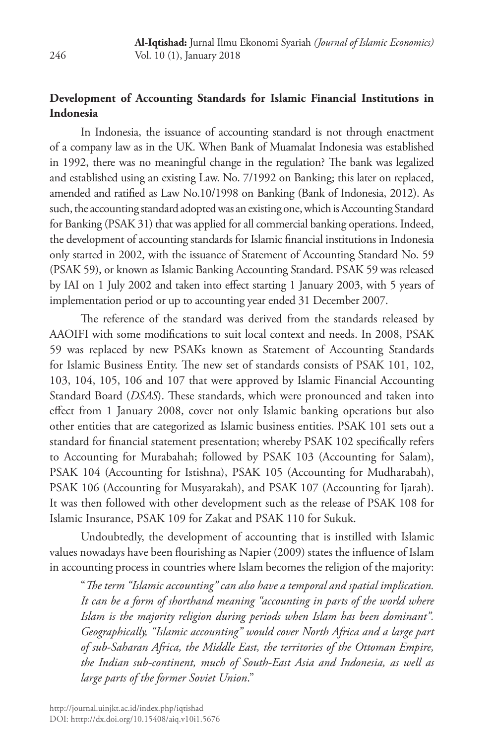**Development of Accounting Standards for Islamic Financial Institutions in Indonesia**

In Indonesia, the issuance of accounting standard is not through enactment of a company law as in the UK. When Bank of Muamalat Indonesia was established in 1992, there was no meaningful change in the regulation? The bank was legalized and established using an existing Law. No. 7/1992 on Banking; this later on replaced, amended and ratified as Law No.10/1998 on Banking (Bank of Indonesia, 2012). As such, the accounting standard adopted was an existing one, which is Accounting Standard for Banking (PSAK 31) that was applied for all commercial banking operations. Indeed, the development of accounting standards for Islamic financial institutions in Indonesia only started in 2002, with the issuance of Statement of Accounting Standard No. 59 (PSAK 59), or known as Islamic Banking Accounting Standard. PSAK 59 was released by IAI on 1 July 2002 and taken into effect starting 1 January 2003, with 5 years of implementation period or up to accounting year ended 31 December 2007.

The reference of the standard was derived from the standards released by AAOIFI with some modifications to suit local context and needs. In 2008, PSAK 59 was replaced by new PSAKs known as Statement of Accounting Standards for Islamic Business Entity. The new set of standards consists of PSAK 101, 102, 103, 104, 105, 106 and 107 that were approved by Islamic Financial Accounting Standard Board (*DSAS*). These standards, which were pronounced and taken into effect from 1 January 2008, cover not only Islamic banking operations but also other entities that are categorized as Islamic business entities. PSAK 101 sets out a standard for financial statement presentation; whereby PSAK 102 specifically refers to Accounting for Murabahah; followed by PSAK 103 (Accounting for Salam), PSAK 104 (Accounting for Istishna), PSAK 105 (Accounting for Mudharabah), PSAK 106 (Accounting for Musyarakah), and PSAK 107 (Accounting for Ijarah). It was then followed with other development such as the release of PSAK 108 for Islamic Insurance, PSAK 109 for Zakat and PSAK 110 for Sukuk.

Undoubtedly, the development of accounting that is instilled with Islamic values nowadays have been flourishing as Napier (2009) states the influence of Islam in accounting process in countries where Islam becomes the religion of the majority:

> "*The term "Islamic accounting" can also have a temporal and spatial implication. It can be a form of shorthand meaning "accounting in parts of the world where Islam is the majority religion during periods when Islam has been dominant". Geographically, "Islamic accounting" would cover North Africa and a large part of sub-Saharan Africa, the Middle East, the territories of the Ottoman Empire, the Indian sub-continent, much of South-East Asia and Indonesia, as well as large parts of the former Soviet Union*."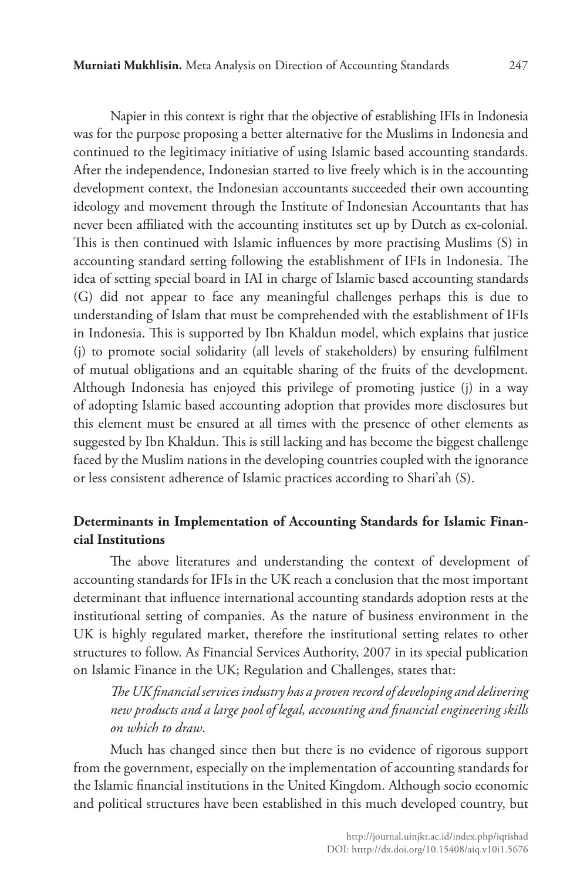Napier in this context is right that the objective of establishing IFIs in Indonesia was for the purpose proposing a better alternative for the Muslims in Indonesia and continued to the legitimacy initiative of using Islamic based accounting standards. After the independence, Indonesian started to live freely which is in the accounting development context, the Indonesian accountants succeeded their own accounting ideology and movement through the Institute of Indonesian Accountants that has never been affiliated with the accounting institutes set up by Dutch as ex-colonial. This is then continued with Islamic influences by more practising Muslims (S) in accounting standard setting following the establishment of IFIs in Indonesia. The idea of setting special board in IAI in charge of Islamic based accounting standards (G) did not appear to face any meaningful challenges perhaps this is due to understanding of Islam that must be comprehended with the establishment of IFIs in Indonesia. This is supported by Ibn Khaldun model, which explains that justice (j) to promote social solidarity (all levels of stakeholders) by ensuring fulfilment of mutual obligations and an equitable sharing of the fruits of the development. Although Indonesia has enjoyed this privilege of promoting justice (j) in a way of adopting Islamic based accounting adoption that provides more disclosures but this element must be ensured at all times with the presence of other elements as suggested by Ibn Khaldun. This is still lacking and has become the biggest challenge faced by the Muslim nations in the developing countries coupled with the ignorance or less consistent adherence of Islamic practices according to Shari'ah (S).

**Determinants in Implementation of Accounting Standards for Islamic Financial Institutions**

The above literatures and understanding the context of development of accounting standards for IFIs in the UK reach a conclusion that the most important determinant that influence international accounting standards adoption rests at the institutional setting of companies. As the nature of business environment in the UK is highly regulated market, therefore the institutional setting relates to other structures to follow. As Financial Services Authority, 2007 in its special publication on Islamic Finance in the UK; Regulation and Challenges, states that:

*The UK financial services industry has a proven record of developing and delivering new products and a large pool of legal, accounting and financial engineering skills on which to draw.*

Much has changed since then but there is no evidence of rigorous support from the government, especially on the implementation of accounting standards for the Islamic financial institutions in the United Kingdom. Although socio economic and political structures have been established in this much developed country, but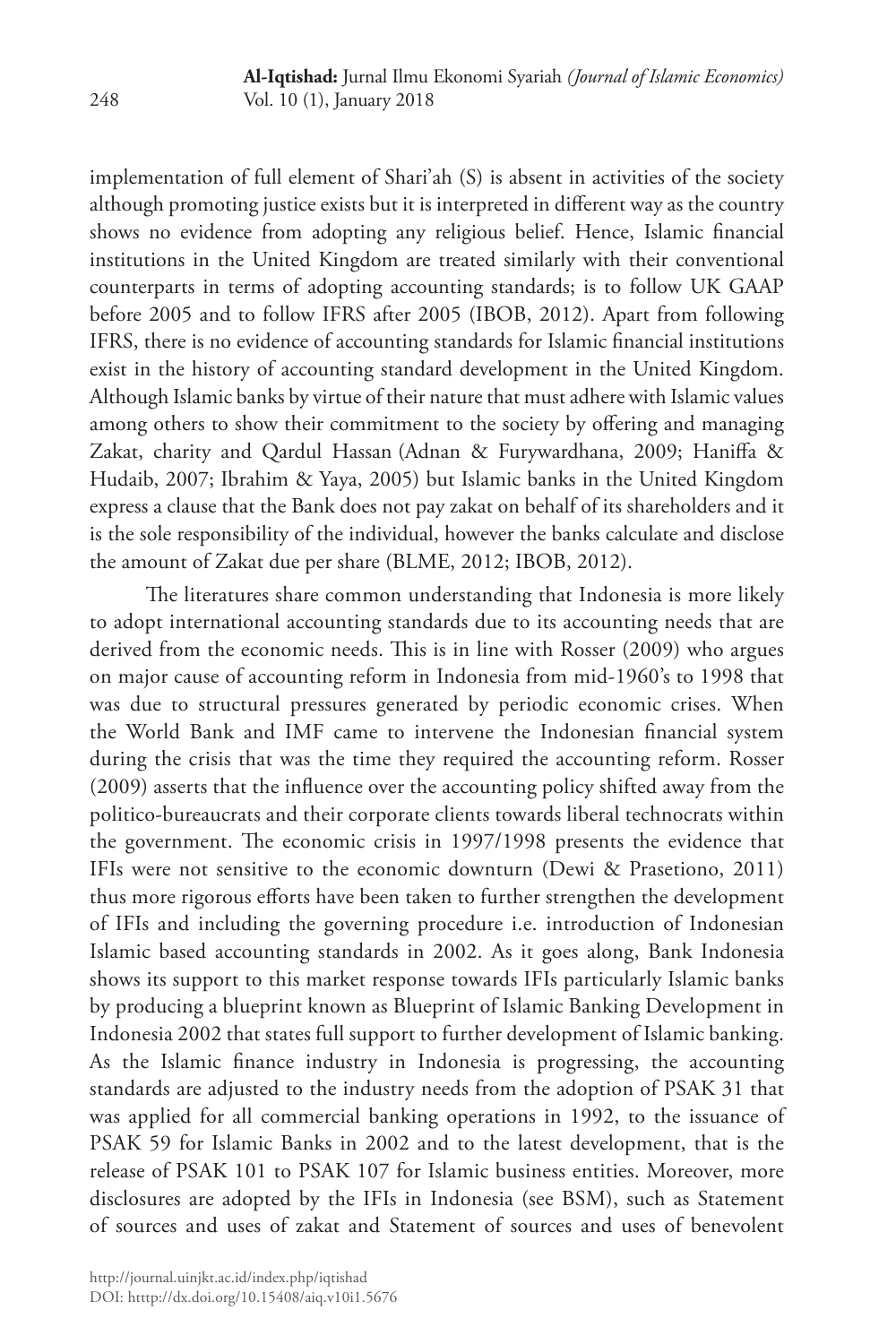implementation of full element of Shari'ah (S) is absent in activities of the society although promoting justice exists but it is interpreted in different way as the country shows no evidence from adopting any religious belief. Hence, Islamic financial institutions in the United Kingdom are treated similarly with their conventional counterparts in terms of adopting accounting standards; is to follow UK GAAP before 2005 and to follow IFRS after 2005 (IBOB, 2012). Apart from following IFRS, there is no evidence of accounting standards for Islamic financial institutions exist in the history of accounting standard development in the United Kingdom. Although Islamic banks by virtue of their nature that must adhere with Islamic values among others to show their commitment to the society by offering and managing Zakat, charity and Qardul Hassan (Adnan & Furywardhana, 2009; Haniffa & Hudaib, 2007; Ibrahim & Yaya, 2005) but Islamic banks in the United Kingdom express a clause that the Bank does not pay zakat on behalf of its shareholders and it is the sole responsibility of the individual, however the banks calculate and disclose the amount of Zakat due per share (BLME, 2012; IBOB, 2012).

The literatures share common understanding that Indonesia is more likely to adopt international accounting standards due to its accounting needs that are derived from the economic needs. This is in line with Rosser (2009) who argues on major cause of accounting reform in Indonesia from mid-1960's to 1998 that was due to structural pressures generated by periodic economic crises. When the World Bank and IMF came to intervene the Indonesian financial system during the crisis that was the time they required the accounting reform. Rosser (2009) asserts that the influence over the accounting policy shifted away from the politico-bureaucrats and their corporate clients towards liberal technocrats within the government. The economic crisis in 1997/1998 presents the evidence that IFIs were not sensitive to the economic downturn (Dewi & Prasetiono, 2011) thus more rigorous efforts have been taken to further strengthen the development of IFIs and including the governing procedure i.e. introduction of Indonesian Islamic based accounting standards in 2002. As it goes along, Bank Indonesia shows its support to this market response towards IFIs particularly Islamic banks by producing a blueprint known as Blueprint of Islamic Banking Development in Indonesia 2002 that states full support to further development of Islamic banking. As the Islamic finance industry in Indonesia is progressing, the accounting standards are adjusted to the industry needs from the adoption of PSAK 31 that was applied for all commercial banking operations in 1992, to the issuance of PSAK 59 for Islamic Banks in 2002 and to the latest development, that is the release of PSAK 101 to PSAK 107 for Islamic business entities. Moreover, more disclosures are adopted by the IFIs in Indonesia (see BSM), such as Statement of sources and uses of zakat and Statement of sources and uses of benevolent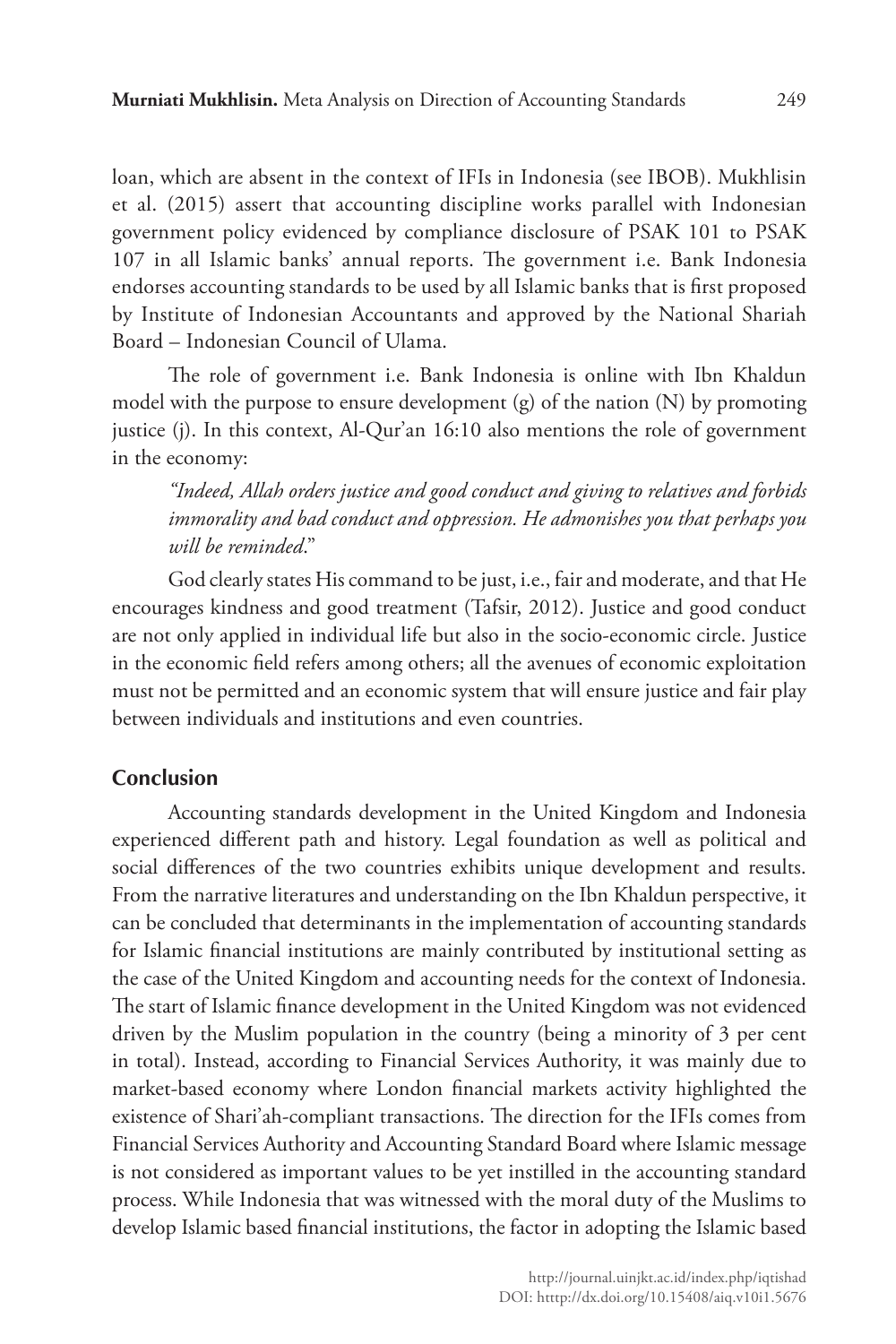loan, which are absent in the context of IFIs in Indonesia (see IBOB). Mukhlisin et al. (2015) assert that accounting discipline works parallel with Indonesian government policy evidenced by compliance disclosure of PSAK 101 to PSAK 107 in all Islamic banks' annual reports. The government i.e. Bank Indonesia endorses accounting standards to be used by all Islamic banks that is first proposed by Institute of Indonesian Accountants and approved by the National Shariah Board – Indonesian Council of Ulama.

The role of government i.e. Bank Indonesia is online with Ibn Khaldun model with the purpose to ensure development (g) of the nation (N) by promoting justice (j). In this context, Al-Qur'an 16:10 also mentions the role of government in the economy:

> *"Indeed, Allah orders justice and good conduct and giving to relatives and forbids immorality and bad conduct and oppression. He admonishes you that perhaps you will be reminded*."

God clearly states His command to be just, i.e., fair and moderate, and that He encourages kindness and good treatment (Tafsir, 2012). Justice and good conduct are not only applied in individual life but also in the socio-economic circle. Justice in the economic field refers among others; all the avenues of economic exploitation must not be permitted and an economic system that will ensure justice and fair play between individuals and institutions and even countries.

## Conclusion

Accounting standards development in the United Kingdom and Indonesia experienced different path and history. Legal foundation as well as political and social differences of the two countries exhibits unique development and results. From the narrative literatures and understanding on the Ibn Khaldun perspective, it can be concluded that determinants in the implementation of accounting standards for Islamic financial institutions are mainly contributed by institutional setting as the case of the United Kingdom and accounting needs for the context of Indonesia. The start of Islamic finance development in the United Kingdom was not evidenced driven by the Muslim population in the country (being a minority of 3 per cent in total). Instead, according to Financial Services Authority, it was mainly due to market-based economy where London financial markets activity highlighted the existence of Shari'ah-compliant transactions. The direction for the IFIs comes from Financial Services Authority and Accounting Standard Board where Islamic message is not considered as important values to be yet instilled in the accounting standard process. While Indonesia that was witnessed with the moral duty of the Muslims to develop Islamic based financial institutions, the factor in adopting the Islamic based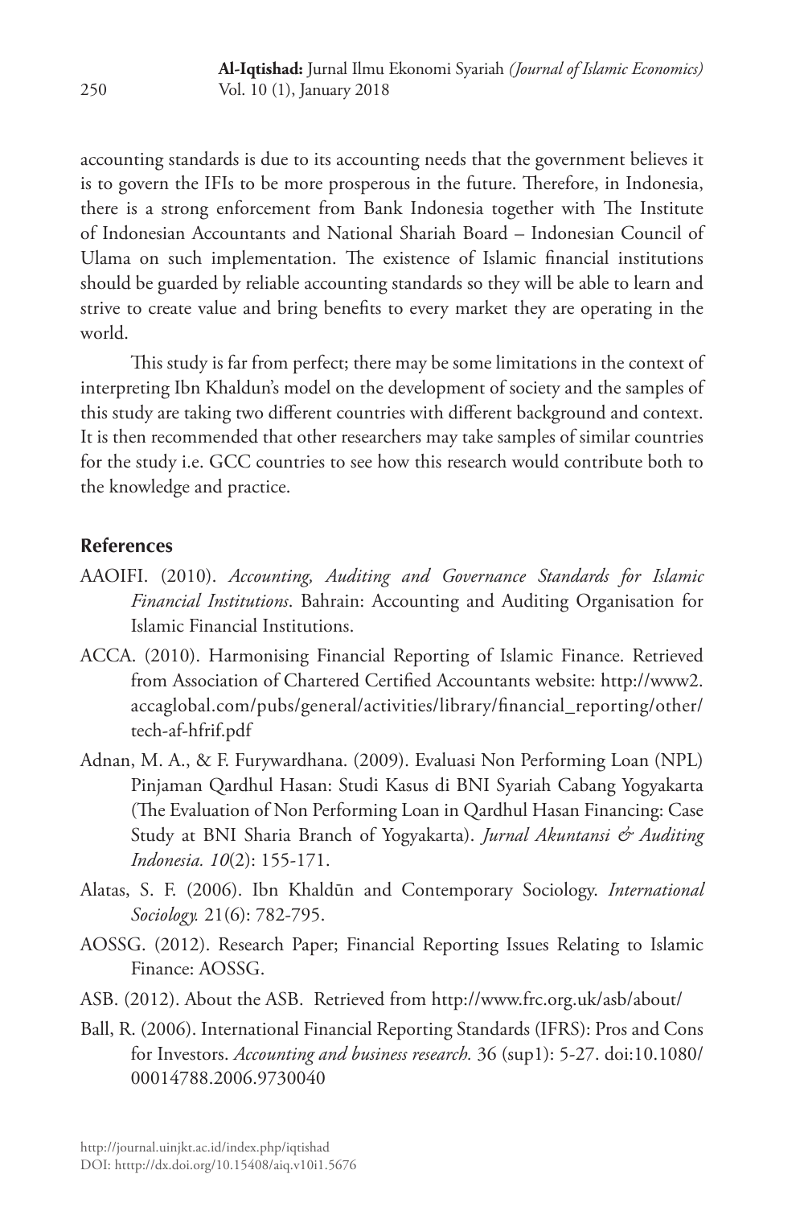accounting standards is due to its accounting needs that the government believes it is to govern the IFIs to be more prosperous in the future. Therefore, in Indonesia, there is a strong enforcement from Bank Indonesia together with The Institute of Indonesian Accountants and National Shariah Board – Indonesian Council of Ulama on such implementation. The existence of Islamic financial institutions should be guarded by reliable accounting standards so they will be able to learn and strive to create value and bring benefits to every market they are operating in the world.

This study is far from perfect; there may be some limitations in the context of interpreting Ibn Khaldun's model on the development of society and the samples of this study are taking two different countries with different background and context. It is then recommended that other researchers may take samples of similar countries for the study i.e. GCC countries to see how this research would contribute both to the knowledge and practice.

## References

AAOIFI. (2010). *Accounting, Auditing and Governance Standards for Islamic Financial Institutions*. Bahrain: Accounting and Auditing Organisation for Islamic Financial Institutions.

ACCA. (2010). Harmonising Financial Reporting of Islamic Finance. Retrieved from Association of Chartered Certified Accountants website: http://www2.accaglobal.com/pubs/general/activities/library/financial_reporting/other/tech-af-hfrif.pdf

Adnan, M. A., & F. Furywardhana. (2009). Evaluasi Non Performing Loan (NPL) Pinjaman Qardhul Hasan: Studi Kasus di BNI Syariah Cabang Yogyakarta (The Evaluation of Non Performing Loan in Qardhul Hasan Financing: Case Study at BNI Sharia Branch of Yogyakarta). *Jurnal Akuntansi & Auditing Indonesia. 10*(2): 155-171.

Alatas, S. F. (2006). Ibn Khaldūn and Contemporary Sociology. *International Sociology.* 21(6): 782-795.

AOSSG. (2012). Research Paper; Financial Reporting Issues Relating to Islamic Finance: AOSSG.

ASB. (2012). About the ASB. Retrieved from http://www.frc.org.uk/asb/about/

Ball, R. (2006). International Financial Reporting Standards (IFRS): Pros and Cons for Investors. *Accounting and business research.* 36 (sup1): 5-27. doi:10.1080/00014788.2006.9730040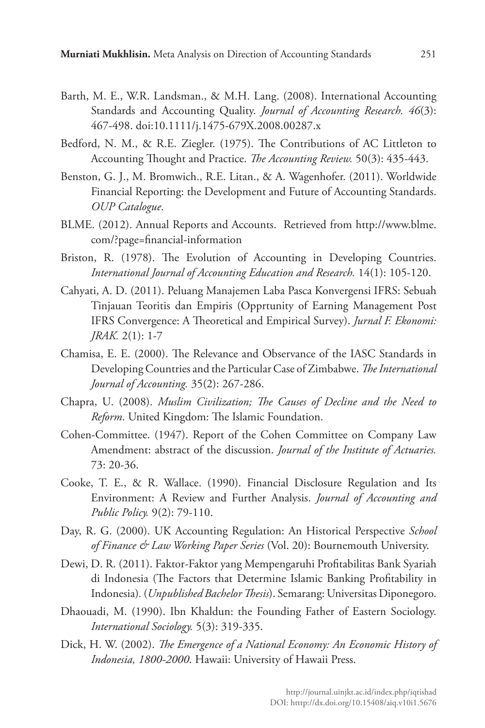Barth, M. E., W.R. Landsman., & M.H. Lang. (2008). International Accounting Standards and Accounting Quality. *Journal of Accounting Research. 46*(3): 467-498. doi:10.1111/j.1475-679X.2008.00287.x

Bedford, N. M., & R.E. Ziegler. (1975). The Contributions of AC Littleton to Accounting Thought and Practice. *The Accounting Review.* 50(3): 435-443.

Benston, G. J., M. Bromwich., R.E. Litan., & A. Wagenhofer. (2011). Worldwide Financial Reporting: the Development and Future of Accounting Standards. *OUP Catalogue*.

BLME. (2012). Annual Reports and Accounts. Retrieved from http://www.blme.com/?page=financial-information

Briston, R. (1978). The Evolution of Accounting in Developing Countries. *International Journal of Accounting Education and Research.* 14(1): 105-120.

Cahyati, A. D. (2011). Peluang Manajemen Laba Pasca Konvergensi IFRS: Sebuah Tinjauan Teoritis dan Empiris (Opprtunity of Earning Management Post IFRS Convergence: A Theoretical and Empirical Survey). *Jurnal F. Ekonomi: JRAK.* 2(1): 1-7

Chamisa, E. E. (2000). The Relevance and Observance of the IASC Standards in Developing Countries and the Particular Case of Zimbabwe. *The International Journal of Accounting.* 35(2): 267-286.

Chapra, U. (2008). *Muslim Civilization; The Causes of Decline and the Need to Reform*. United Kingdom: The Islamic Foundation.

Cohen-Committee. (1947). Report of the Cohen Committee on Company Law Amendment: abstract of the discussion. *Journal of the Institute of Actuaries.* 73: 20-36.

Cooke, T. E., & R. Wallace. (1990). Financial Disclosure Regulation and Its Environment: A Review and Further Analysis. *Journal of Accounting and Public Policy.* 9(2): 79-110.

Day, R. G. (2000). UK Accounting Regulation: An Historical Perspective *School of Finance & Law Working Paper Series* (Vol. 20): Bournemouth University.

Dewi, D. R. (2011). Faktor-Faktor yang Mempengaruhi Profitabilitas Bank Syariah di Indonesia (The Factors that Determine Islamic Banking Profitability in Indonesia). (*Unpublished Bachelor Thesis*). Semarang: Universitas Diponegoro.

Dhaouadi, M. (1990). Ibn Khaldun: the Founding Father of Eastern Sociology. *International Sociology.* 5(3): 319-335.

Dick, H. W. (2002). *The Emergence of a National Economy: An Economic History of Indonesia, 1800-2000*. Hawaii: University of Hawaii Press.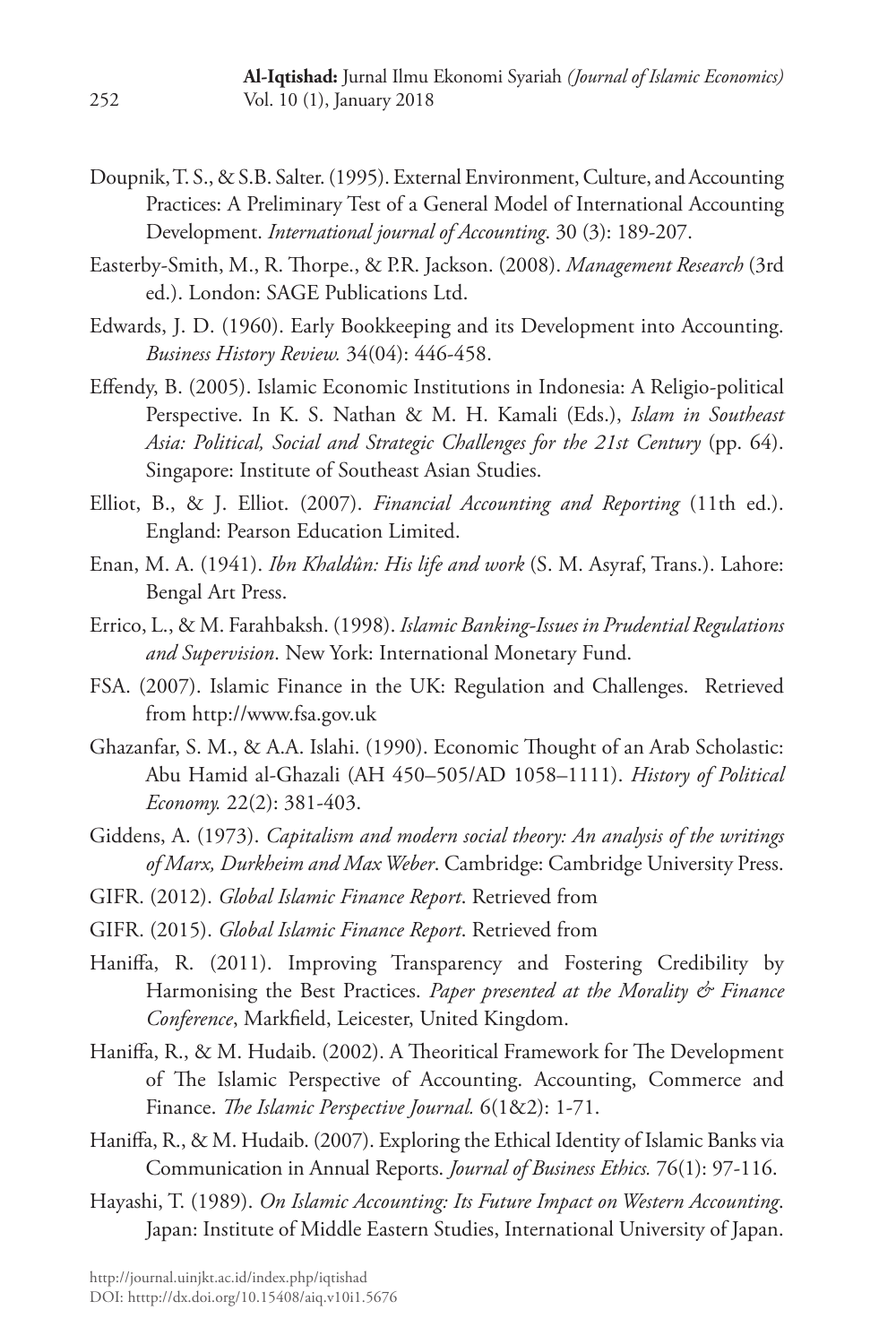Doupnik, T. S., & S.B. Salter. (1995). External Environment, Culture, and Accounting Practices: A Preliminary Test of a General Model of International Accounting Development. *International journal of Accounting*. 30 (3): 189-207.

Easterby-Smith, M., R. Thorpe., & P.R. Jackson. (2008). *Management Research* (3rd ed.). London: SAGE Publications Ltd.

Edwards, J. D. (1960). Early Bookkeeping and its Development into Accounting. *Business History Review.* 34(04): 446-458.

Effendy, B. (2005). Islamic Economic Institutions in Indonesia: A Religio-political Perspective. In K. S. Nathan & M. H. Kamali (Eds.), *Islam in Southeast Asia: Political, Social and Strategic Challenges for the 21st Century* (pp. 64). Singapore: Institute of Southeast Asian Studies.

Elliot, B., & J. Elliot. (2007). *Financial Accounting and Reporting* (11th ed.). England: Pearson Education Limited.

Enan, M. A. (1941). *Ibn Khaldûn: His life and work* (S. M. Asyraf, Trans.). Lahore: Bengal Art Press.

Errico, L., & M. Farahbaksh. (1998). *Islamic Banking-Issues in Prudential Regulations and Supervision*. New York: International Monetary Fund.

FSA. (2007). Islamic Finance in the UK: Regulation and Challenges. Retrieved from http://www.fsa.gov.uk

Ghazanfar, S. M., & A.A. Islahi. (1990). Economic Thought of an Arab Scholastic: Abu Hamid al-Ghazali (AH 450–505/AD 1058–1111). *History of Political Economy.* 22(2): 381-403.

Giddens, A. (1973). *Capitalism and modern social theory: An analysis of the writings of Marx, Durkheim and Max Weber*. Cambridge: Cambridge University Press.

GIFR. (2012). *Global Islamic Finance Report*. Retrieved from

GIFR. (2015). *Global Islamic Finance Report*. Retrieved from

Haniffa, R. (2011). Improving Transparency and Fostering Credibility by Harmonising the Best Practices. *Paper presented at the Morality & Finance Conference*, Markfield, Leicester, United Kingdom.

Haniffa, R., & M. Hudaib. (2002). A Theoritical Framework for The Development of The Islamic Perspective of Accounting. Accounting, Commerce and Finance. *The Islamic Perspective Journal.* 6(1&2): 1-71.

Haniffa, R., & M. Hudaib. (2007). Exploring the Ethical Identity of Islamic Banks via Communication in Annual Reports. *Journal of Business Ethics.* 76(1): 97-116.

Hayashi, T. (1989). *On Islamic Accounting: Its Future Impact on Western Accounting*. Japan: Institute of Middle Eastern Studies, International University of Japan.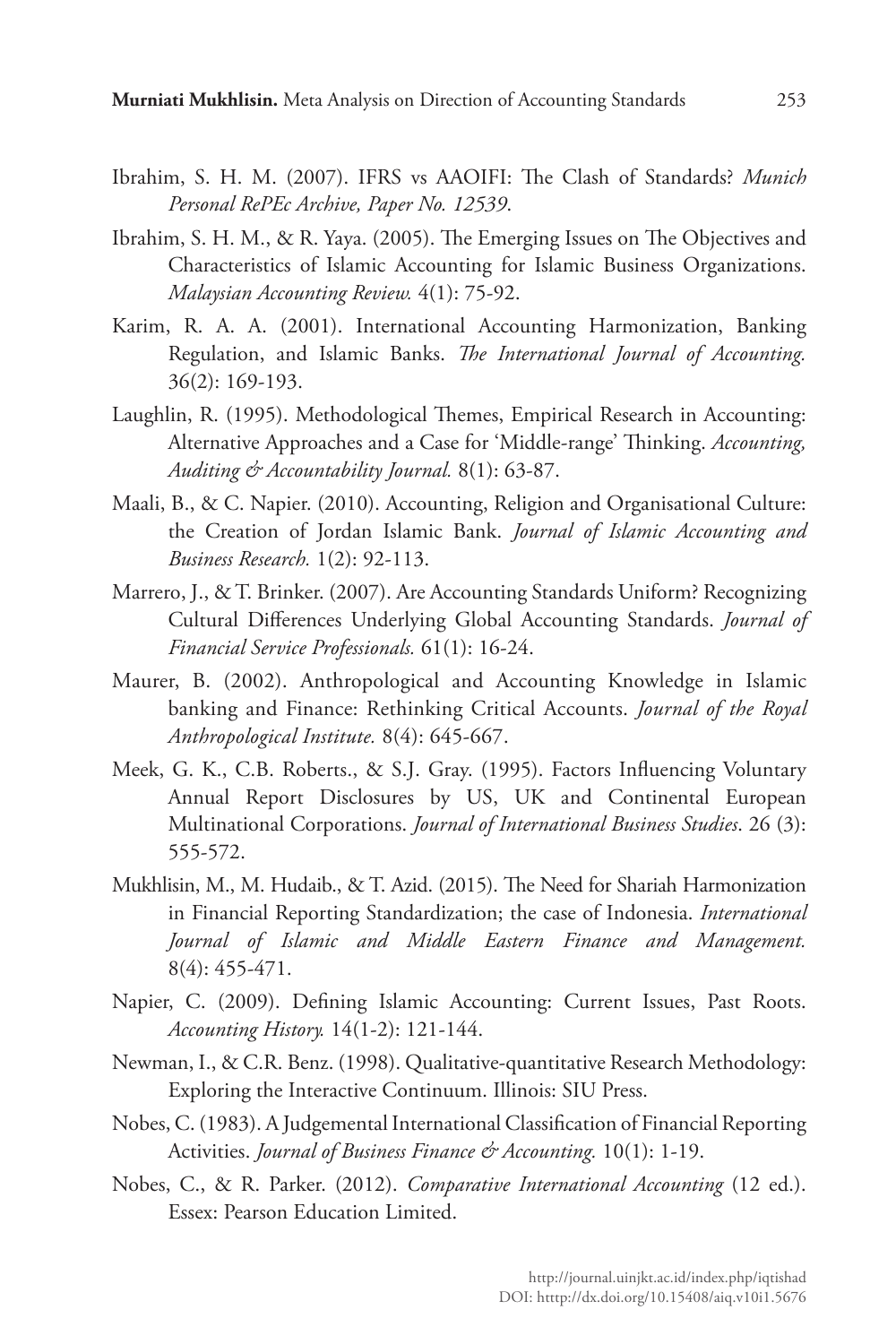Ibrahim, S. H. M. (2007). IFRS vs AAOIFI: The Clash of Standards? *Munich Personal RePEc Archive, Paper No. 12539*.

Ibrahim, S. H. M., & R. Yaya. (2005). The Emerging Issues on The Objectives and Characteristics of Islamic Accounting for Islamic Business Organizations. *Malaysian Accounting Review.* 4(1): 75-92.

Karim, R. A. A. (2001). International Accounting Harmonization, Banking Regulation, and Islamic Banks. *The International Journal of Accounting.* 36(2): 169-193.

Laughlin, R. (1995). Methodological Themes, Empirical Research in Accounting: Alternative Approaches and a Case for 'Middle-range' Thinking. *Accounting, Auditing & Accountability Journal.* 8(1): 63-87.

Maali, B., & C. Napier. (2010). Accounting, Religion and Organisational Culture: the Creation of Jordan Islamic Bank. *Journal of Islamic Accounting and Business Research.* 1(2): 92-113.

Marrero, J., & T. Brinker. (2007). Are Accounting Standards Uniform? Recognizing Cultural Differences Underlying Global Accounting Standards. *Journal of Financial Service Professionals.* 61(1): 16-24.

Maurer, B. (2002). Anthropological and Accounting Knowledge in Islamic banking and Finance: Rethinking Critical Accounts. *Journal of the Royal Anthropological Institute.* 8(4): 645-667.

Meek, G. K., C.B. Roberts., & S.J. Gray. (1995). Factors Influencing Voluntary Annual Report Disclosures by US, UK and Continental European Multinational Corporations. *Journal of International Business Studies*. 26 (3): 555-572.

Mukhlisin, M., M. Hudaib., & T. Azid. (2015). The Need for Shariah Harmonization in Financial Reporting Standardization; the case of Indonesia. *International Journal of Islamic and Middle Eastern Finance and Management.* 8(4): 455-471.

Napier, C. (2009). Defining Islamic Accounting: Current Issues, Past Roots. *Accounting History.* 14(1-2): 121-144.

Newman, I., & C.R. Benz. (1998). Qualitative-quantitative Research Methodology: Exploring the Interactive Continuum. Illinois: SIU Press.

Nobes, C. (1983). A Judgemental International Classification of Financial Reporting Activities. *Journal of Business Finance & Accounting.* 10(1): 1-19.

Nobes, C., & R. Parker. (2012). *Comparative International Accounting* (12 ed.). Essex: Pearson Education Limited.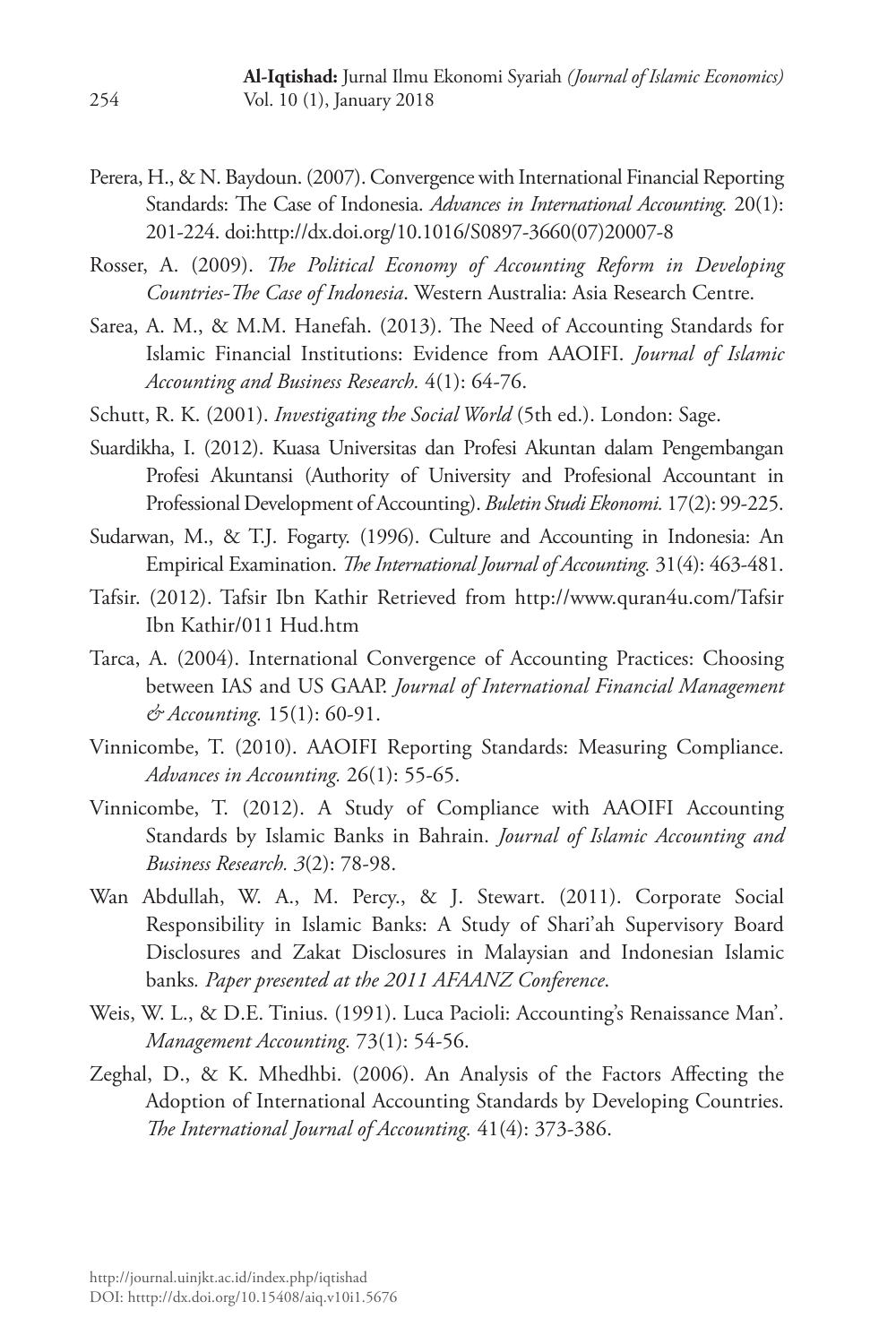Perera, H., & N. Baydoun. (2007). Convergence with International Financial Reporting Standards: The Case of Indonesia. *Advances in International Accounting.* 20(1): 201-224. doi:http://dx.doi.org/10.1016/S0897-3660(07)20007-8

Rosser, A. (2009). *The Political Economy of Accounting Reform in Developing Countries-The Case of Indonesia*. Western Australia: Asia Research Centre.

Sarea, A. M., & M.M. Hanefah. (2013). The Need of Accounting Standards for Islamic Financial Institutions: Evidence from AAOIFI. *Journal of Islamic Accounting and Business Research.* 4(1): 64-76.

Schutt, R. K. (2001). *Investigating the Social World* (5th ed.). London: Sage.

Suardikha, I. (2012). Kuasa Universitas dan Profesi Akuntan dalam Pengembangan Profesi Akuntansi (Authority of University and Profesional Accountant in Professional Development of Accounting). *Buletin Studi Ekonomi.* 17(2): 99-225.

Sudarwan, M., & T.J. Fogarty. (1996). Culture and Accounting in Indonesia: An Empirical Examination. *The International Journal of Accounting.* 31(4): 463-481.

Tafsir. (2012). Tafsir Ibn Kathir Retrieved from http://www.quran4u.com/Tafsir Ibn Kathir/011 Hud.htm

Tarca, A. (2004). International Convergence of Accounting Practices: Choosing between IAS and US GAAP. *Journal of International Financial Management & Accounting.* 15(1): 60-91.

Vinnicombe, T. (2010). AAOIFI Reporting Standards: Measuring Compliance. *Advances in Accounting.* 26(1): 55-65.

Vinnicombe, T. (2012). A Study of Compliance with AAOIFI Accounting Standards by Islamic Banks in Bahrain. *Journal of Islamic Accounting and Business Research. 3*(2): 78-98.

Wan Abdullah, W. A., M. Percy., & J. Stewart. (2011). Corporate Social Responsibility in Islamic Banks: A Study of Shari'ah Supervisory Board Disclosures and Zakat Disclosures in Malaysian and Indonesian Islamic banks*. Paper presented at the 2011 AFAANZ Conference*.

Weis, W. L., & D.E. Tinius. (1991). Luca Pacioli: Accounting's Renaissance Man'. *Management Accounting.* 73(1): 54-56.

Zeghal, D., & K. Mhedhbi. (2006). An Analysis of the Factors Affecting the Adoption of International Accounting Standards by Developing Countries. *The International Journal of Accounting.* 41(4): 373-386.